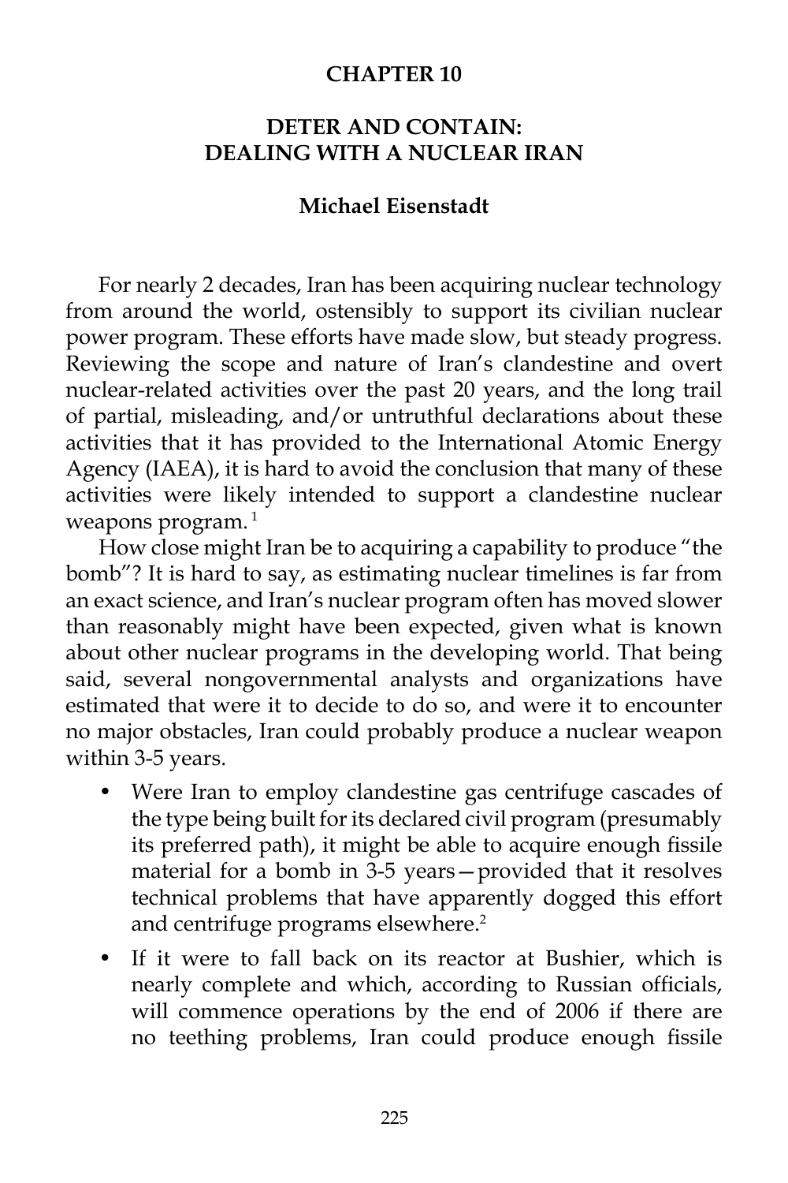# CHAPTER 10

## DETER AND CONTAIN: DEALING WITH A NUCLEAR IRAN

**Michael Eisenstadt**

For nearly 2 decades, Iran has been acquiring nuclear technology from around the world, ostensibly to support its civilian nuclear power program. These efforts have made slow, but steady progress. Reviewing the scope and nature of Iran's clandestine and overt nuclear-related activities over the past 20 years, and the long trail of partial, misleading, and/or untruthful declarations about these activities that it has provided to the International Atomic Energy Agency (IAEA), it is hard to avoid the conclusion that many of these activities were likely intended to support a clandestine nuclear weapons program.[1]

How close might Iran be to acquiring a capability to produce "the bomb"? It is hard to say, as estimating nuclear timelines is far from an exact science, and Iran's nuclear program often has moved slower than reasonably might have been expected, given what is known about other nuclear programs in the developing world. That being said, several nongovernmental analysts and organizations have estimated that were it to decide to do so, and were it to encounter no major obstacles, Iran could probably produce a nuclear weapon within 3-5 years.

- Were Iran to employ clandestine gas centrifuge cascades of the type being built for its declared civil program (presumably its preferred path), it might be able to acquire enough fissile material for a bomb in 3-5 years—provided that it resolves technical problems that have apparently dogged this effort and centrifuge programs elsewhere.[2]
- If it were to fall back on its reactor at Bushier, which is nearly complete and which, according to Russian officials, will commence operations by the end of 2006 if there are no teething problems, Iran could produce enough fissile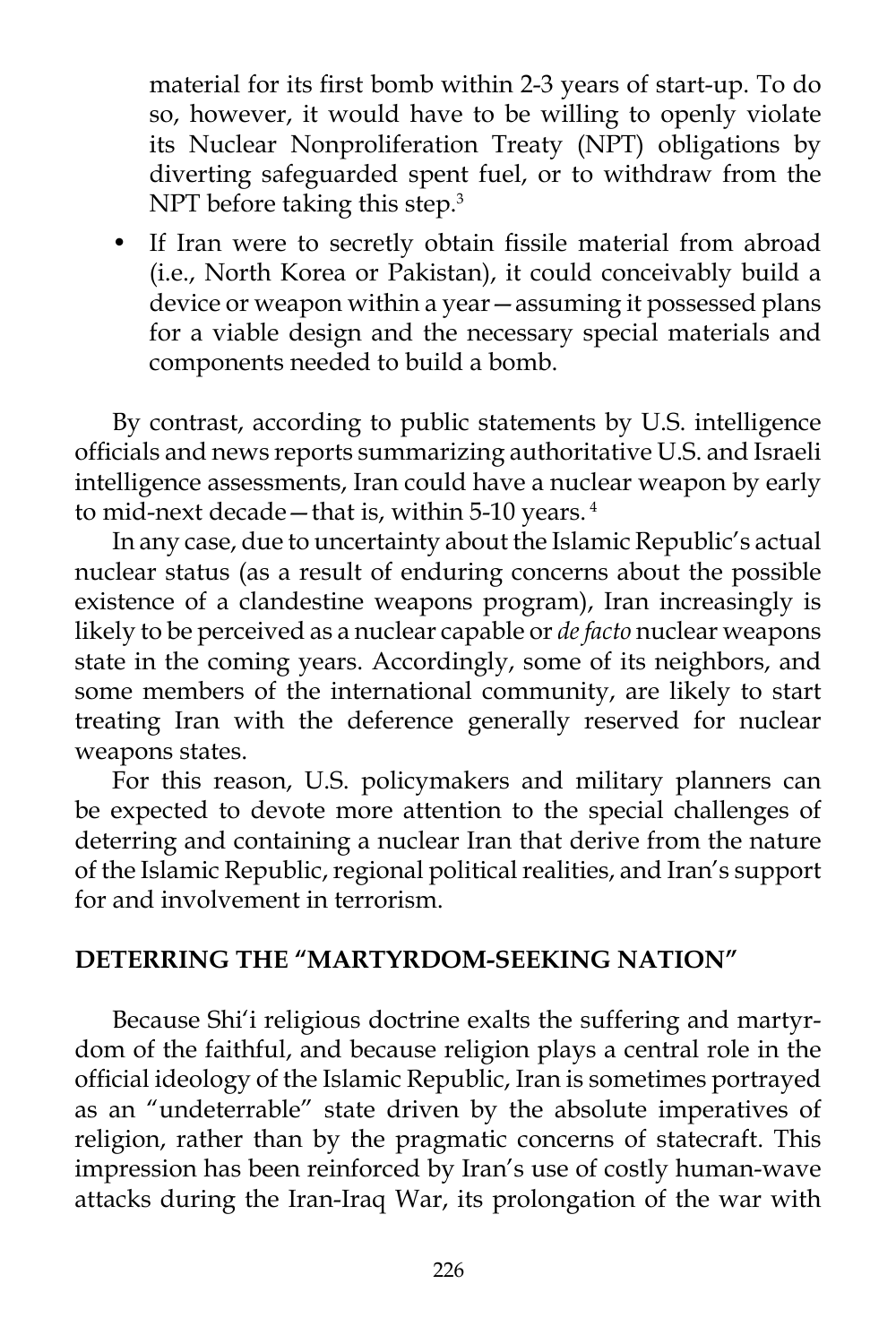material for its first bomb within 2-3 years of start-up. To do so, however, it would have to be willing to openly violate its Nuclear Nonproliferation Treaty (NPT) obligations by diverting safeguarded spent fuel, or to withdraw from the NPT before taking this step.[3]

- If Iran were to secretly obtain fissile material from abroad (i.e., North Korea or Pakistan), it could conceivably build a device or weapon within a year—assuming it possessed plans for a viable design and the necessary special materials and components needed to build a bomb.

By contrast, according to public statements by U.S. intelligence officials and news reports summarizing authoritative U.S. and Israeli intelligence assessments, Iran could have a nuclear weapon by early to mid-next decade—that is, within 5-10 years.[4]

In any case, due to uncertainty about the Islamic Republic's actual nuclear status (as a result of enduring concerns about the possible existence of a clandestine weapons program), Iran increasingly is likely to be perceived as a nuclear capable or *de facto* nuclear weapons state in the coming years. Accordingly, some of its neighbors, and some members of the international community, are likely to start treating Iran with the deference generally reserved for nuclear weapons states.

For this reason, U.S. policymakers and military planners can be expected to devote more attention to the special challenges of deterring and containing a nuclear Iran that derive from the nature of the Islamic Republic, regional political realities, and Iran's support for and involvement in terrorism.

## DETERRING THE "MARTYRDOM-SEEKING NATION"

Because Shi'i religious doctrine exalts the suffering and martyrdom of the faithful, and because religion plays a central role in the official ideology of the Islamic Republic, Iran is sometimes portrayed as an "undeterrable" state driven by the absolute imperatives of religion, rather than by the pragmatic concerns of statecraft. This impression has been reinforced by Iran's use of costly human-wave attacks during the Iran-Iraq War, its prolongation of the war with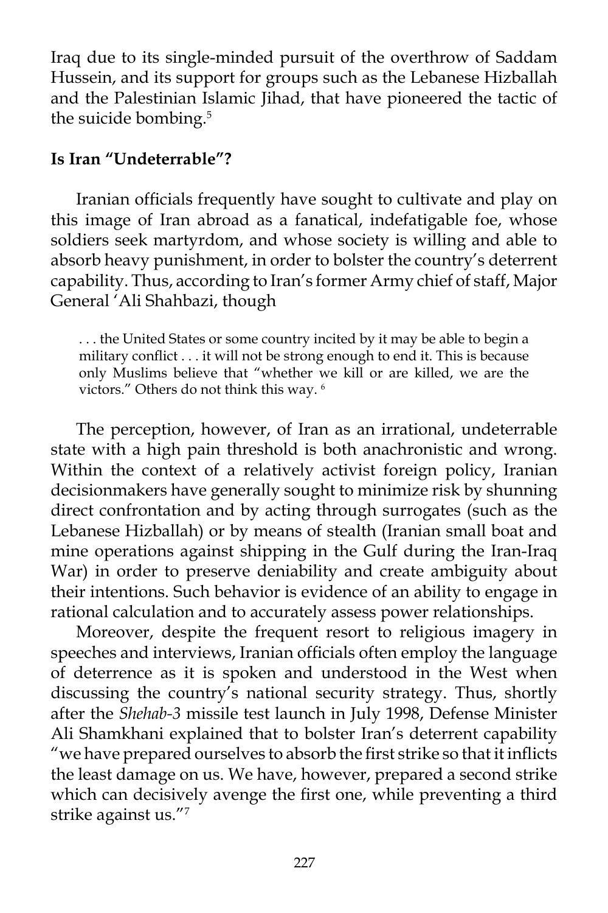Iraq due to its single-minded pursuit of the overthrow of Saddam Hussein, and its support for groups such as the Lebanese Hizballah and the Palestinian Islamic Jihad, that have pioneered the tactic of the suicide bombing.[5]

## Is Iran "Undeterrable"?

Iranian officials frequently have sought to cultivate and play on this image of Iran abroad as a fanatical, indefatigable foe, whose soldiers seek martyrdom, and whose society is willing and able to absorb heavy punishment, in order to bolster the country's deterrent capability. Thus, according to Iran's former Army chief of staff, Major General 'Ali Shahbazi, though

> . . . the United States or some country incited by it may be able to begin a military conflict . . . it will not be strong enough to end it. This is because only Muslims believe that "whether we kill or are killed, we are the victors." Others do not think this way.[6]

The perception, however, of Iran as an irrational, undeterrable state with a high pain threshold is both anachronistic and wrong. Within the context of a relatively activist foreign policy, Iranian decisionmakers have generally sought to minimize risk by shunning direct confrontation and by acting through surrogates (such as the Lebanese Hizballah) or by means of stealth (Iranian small boat and mine operations against shipping in the Gulf during the Iran-Iraq War) in order to preserve deniability and create ambiguity about their intentions. Such behavior is evidence of an ability to engage in rational calculation and to accurately assess power relationships.

Moreover, despite the frequent resort to religious imagery in speeches and interviews, Iranian officials often employ the language of deterrence as it is spoken and understood in the West when discussing the country's national security strategy. Thus, shortly after the *Shehab-3* missile test launch in July 1998, Defense Minister Ali Shamkhani explained that to bolster Iran's deterrent capability "we have prepared ourselves to absorb the first strike so that it inflicts the least damage on us. We have, however, prepared a second strike which can decisively avenge the first one, while preventing a third strike against us."[7]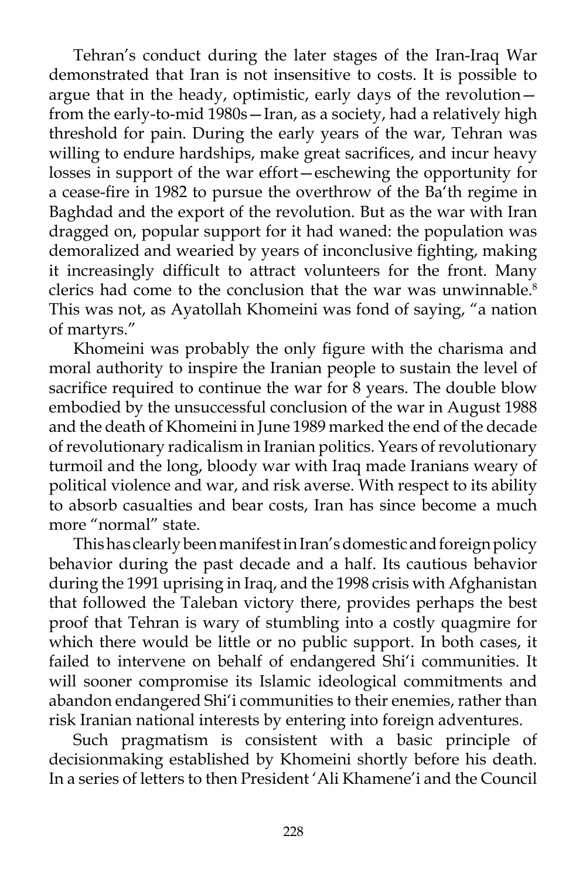Tehran's conduct during the later stages of the Iran-Iraq War demonstrated that Iran is not insensitive to costs. It is possible to argue that in the heady, optimistic, early days of the revolution—from the early-to-mid 1980s—Iran, as a society, had a relatively high threshold for pain. During the early years of the war, Tehran was willing to endure hardships, make great sacrifices, and incur heavy losses in support of the war effort—eschewing the opportunity for a cease-fire in 1982 to pursue the overthrow of the Ba'th regime in Baghdad and the export of the revolution. But as the war with Iran dragged on, popular support for it had waned: the population was demoralized and wearied by years of inconclusive fighting, making it increasingly difficult to attract volunteers for the front. Many clerics had come to the conclusion that the war was unwinnable.[8] This was not, as Ayatollah Khomeini was fond of saying, "a nation of martyrs."

Khomeini was probably the only figure with the charisma and moral authority to inspire the Iranian people to sustain the level of sacrifice required to continue the war for 8 years. The double blow embodied by the unsuccessful conclusion of the war in August 1988 and the death of Khomeini in June 1989 marked the end of the decade of revolutionary radicalism in Iranian politics. Years of revolutionary turmoil and the long, bloody war with Iraq made Iranians weary of political violence and war, and risk averse. With respect to its ability to absorb casualties and bear costs, Iran has since become a much more "normal" state.

This has clearly been manifest in Iran's domestic and foreign policy behavior during the past decade and a half. Its cautious behavior during the 1991 uprising in Iraq, and the 1998 crisis with Afghanistan that followed the Taleban victory there, provides perhaps the best proof that Tehran is wary of stumbling into a costly quagmire for which there would be little or no public support. In both cases, it failed to intervene on behalf of endangered Shi'i communities. It will sooner compromise its Islamic ideological commitments and abandon endangered Shi'i communities to their enemies, rather than risk Iranian national interests by entering into foreign adventures.

Such pragmatism is consistent with a basic principle of decisionmaking established by Khomeini shortly before his death. In a series of letters to then President 'Ali Khamene'i and the Council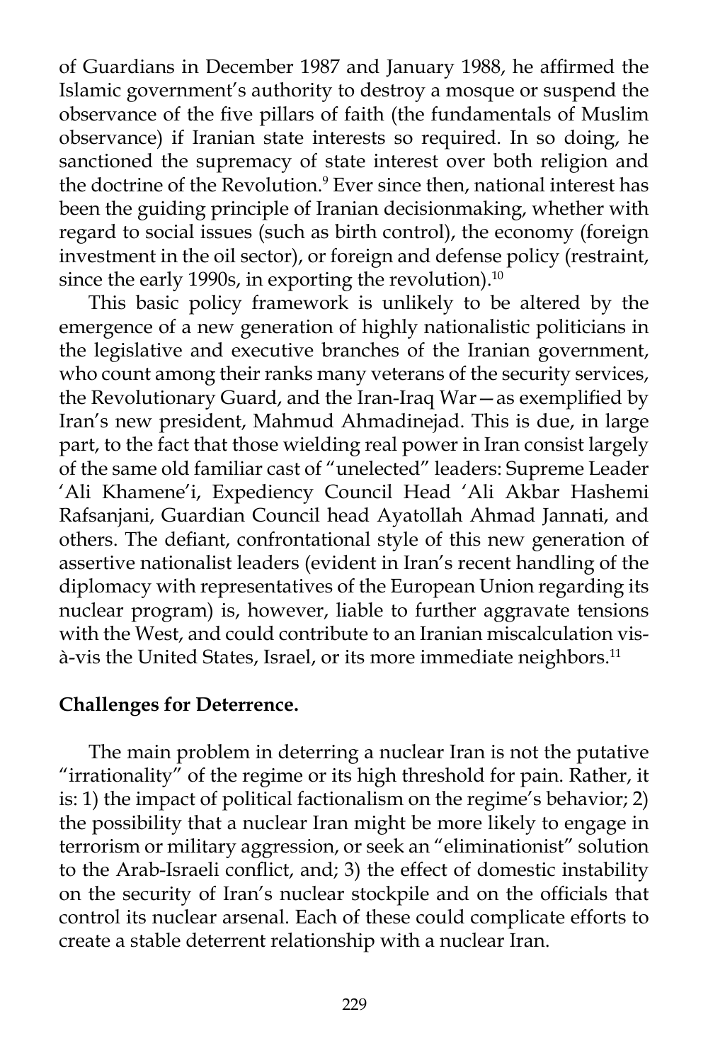of Guardians in December 1987 and January 1988, he affirmed the Islamic government's authority to destroy a mosque or suspend the observance of the five pillars of faith (the fundamentals of Muslim observance) if Iranian state interests so required. In so doing, he sanctioned the supremacy of state interest over both religion and the doctrine of the Revolution.[9] Ever since then, national interest has been the guiding principle of Iranian decisionmaking, whether with regard to social issues (such as birth control), the economy (foreign investment in the oil sector), or foreign and defense policy (restraint, since the early 1990s, in exporting the revolution).[10]

This basic policy framework is unlikely to be altered by the emergence of a new generation of highly nationalistic politicians in the legislative and executive branches of the Iranian government, who count among their ranks many veterans of the security services, the Revolutionary Guard, and the Iran-Iraq War—as exemplified by Iran's new president, Mahmud Ahmadinejad. This is due, in large part, to the fact that those wielding real power in Iran consist largely of the same old familiar cast of "unelected" leaders: Supreme Leader 'Ali Khamene'i, Expediency Council Head 'Ali Akbar Hashemi Rafsanjani, Guardian Council head Ayatollah Ahmad Jannati, and others. The defiant, confrontational style of this new generation of assertive nationalist leaders (evident in Iran's recent handling of the diplomacy with representatives of the European Union regarding its nuclear program) is, however, liable to further aggravate tensions with the West, and could contribute to an Iranian miscalculation vis-à-vis the United States, Israel, or its more immediate neighbors.[11]

**Challenges for Deterrence.**

The main problem in deterring a nuclear Iran is not the putative "irrationality" of the regime or its high threshold for pain. Rather, it is: 1) the impact of political factionalism on the regime's behavior; 2) the possibility that a nuclear Iran might be more likely to engage in terrorism or military aggression, or seek an "eliminationist" solution to the Arab-Israeli conflict, and; 3) the effect of domestic instability on the security of Iran's nuclear stockpile and on the officials that control its nuclear arsenal. Each of these could complicate efforts to create a stable deterrent relationship with a nuclear Iran.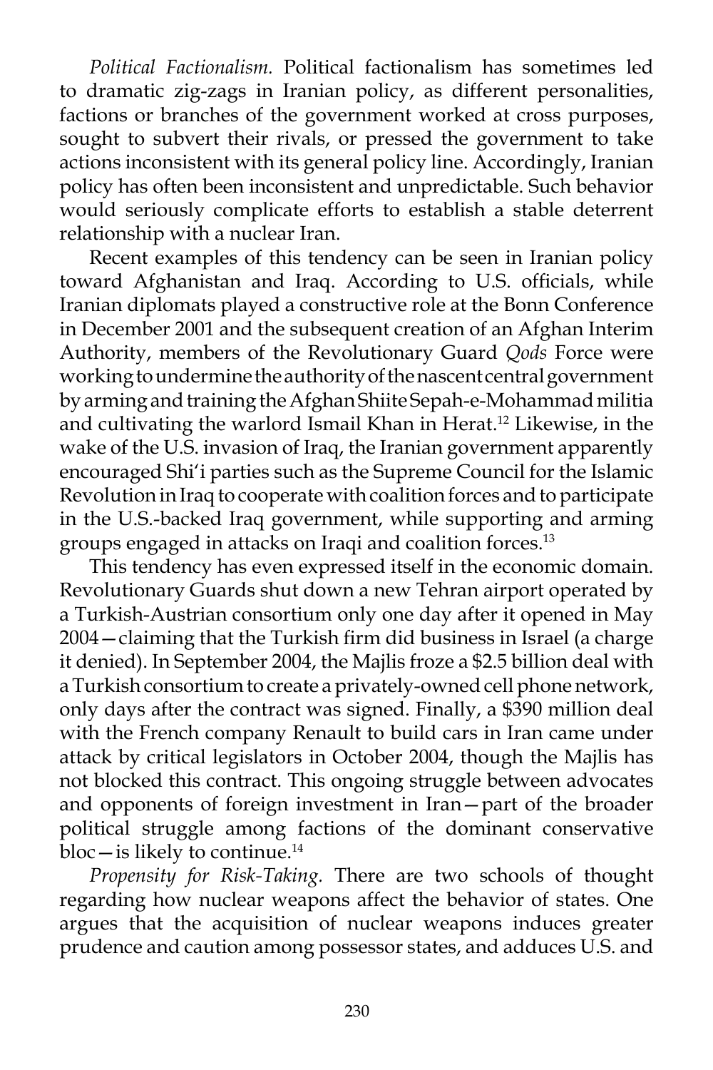*Political Factionalism.* Political factionalism has sometimes led to dramatic zig-zags in Iranian policy, as different personalities, factions or branches of the government worked at cross purposes, sought to subvert their rivals, or pressed the government to take actions inconsistent with its general policy line. Accordingly, Iranian policy has often been inconsistent and unpredictable. Such behavior would seriously complicate efforts to establish a stable deterrent relationship with a nuclear Iran.

Recent examples of this tendency can be seen in Iranian policy toward Afghanistan and Iraq. According to U.S. officials, while Iranian diplomats played a constructive role at the Bonn Conference in December 2001 and the subsequent creation of an Afghan Interim Authority, members of the Revolutionary Guard *Qods* Force were working to undermine the authority of the nascent central government by arming and training the Afghan Shiite Sepah-e-Mohammad militia and cultivating the warlord Ismail Khan in Herat.[12] Likewise, in the wake of the U.S. invasion of Iraq, the Iranian government apparently encouraged Shi'i parties such as the Supreme Council for the Islamic Revolution in Iraq to cooperate with coalition forces and to participate in the U.S.-backed Iraq government, while supporting and arming groups engaged in attacks on Iraqi and coalition forces.[13]

This tendency has even expressed itself in the economic domain. Revolutionary Guards shut down a new Tehran airport operated by a Turkish-Austrian consortium only one day after it opened in May 2004—claiming that the Turkish firm did business in Israel (a charge it denied). In September 2004, the Majlis froze a $2.5 billion deal with a Turkish consortium to create a privately-owned cell phone network, only days after the contract was signed. Finally, a $390 million deal with the French company Renault to build cars in Iran came under attack by critical legislators in October 2004, though the Majlis has not blocked this contract. This ongoing struggle between advocates and opponents of foreign investment in Iran—part of the broader political struggle among factions of the dominant conservative bloc—is likely to continue.[14]

*Propensity for Risk-Taking.* There are two schools of thought regarding how nuclear weapons affect the behavior of states. One argues that the acquisition of nuclear weapons induces greater prudence and caution among possessor states, and adduces U.S. and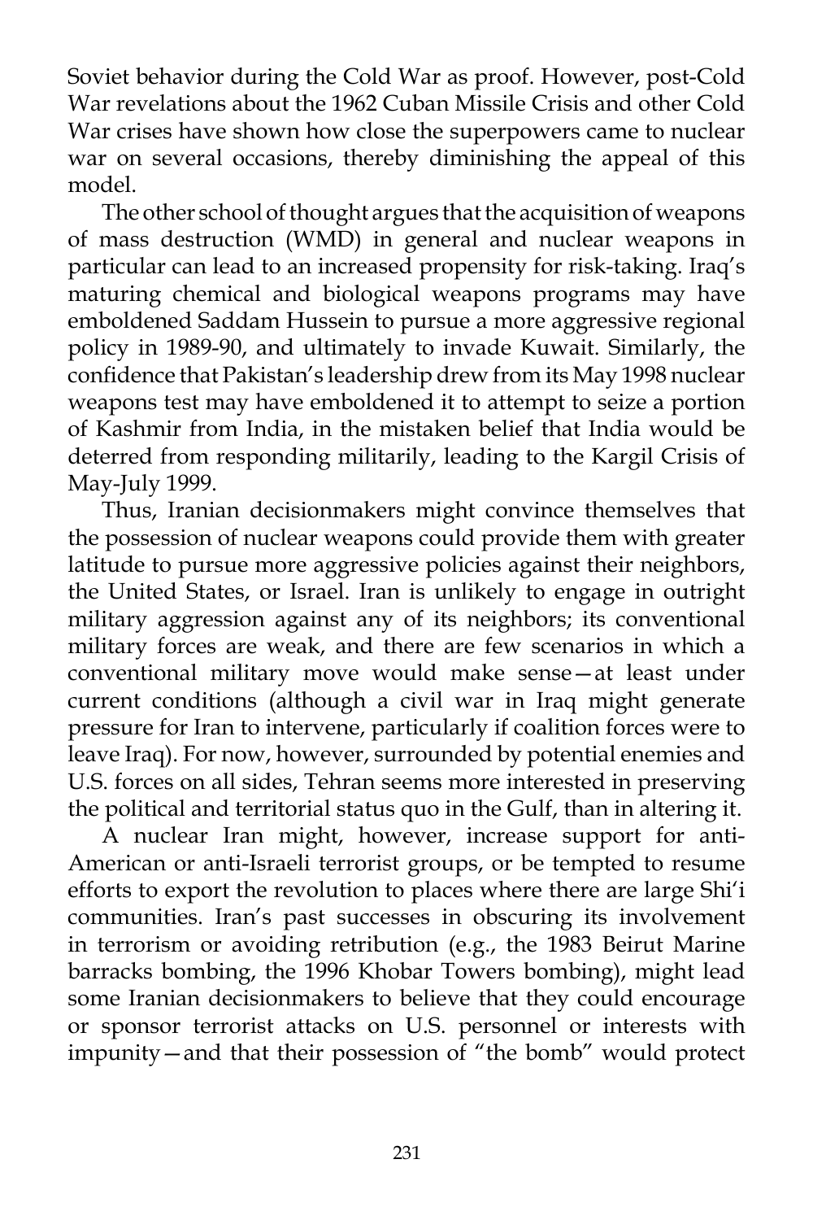Soviet behavior during the Cold War as proof. However, post-Cold War revelations about the 1962 Cuban Missile Crisis and other Cold War crises have shown how close the superpowers came to nuclear war on several occasions, thereby diminishing the appeal of this model.

The other school of thought argues that the acquisition of weapons of mass destruction (WMD) in general and nuclear weapons in particular can lead to an increased propensity for risk-taking. Iraq's maturing chemical and biological weapons programs may have emboldened Saddam Hussein to pursue a more aggressive regional policy in 1989-90, and ultimately to invade Kuwait. Similarly, the confidence that Pakistan's leadership drew from its May 1998 nuclear weapons test may have emboldened it to attempt to seize a portion of Kashmir from India, in the mistaken belief that India would be deterred from responding militarily, leading to the Kargil Crisis of May-July 1999.

Thus, Iranian decisionmakers might convince themselves that the possession of nuclear weapons could provide them with greater latitude to pursue more aggressive policies against their neighbors, the United States, or Israel. Iran is unlikely to engage in outright military aggression against any of its neighbors; its conventional military forces are weak, and there are few scenarios in which a conventional military move would make sense—at least under current conditions (although a civil war in Iraq might generate pressure for Iran to intervene, particularly if coalition forces were to leave Iraq). For now, however, surrounded by potential enemies and U.S. forces on all sides, Tehran seems more interested in preserving the political and territorial status quo in the Gulf, than in altering it.

A nuclear Iran might, however, increase support for anti-American or anti-Israeli terrorist groups, or be tempted to resume efforts to export the revolution to places where there are large Shi'i communities. Iran's past successes in obscuring its involvement in terrorism or avoiding retribution (e.g., the 1983 Beirut Marine barracks bombing, the 1996 Khobar Towers bombing), might lead some Iranian decisionmakers to believe that they could encourage or sponsor terrorist attacks on U.S. personnel or interests with impunity—and that their possession of "the bomb" would protect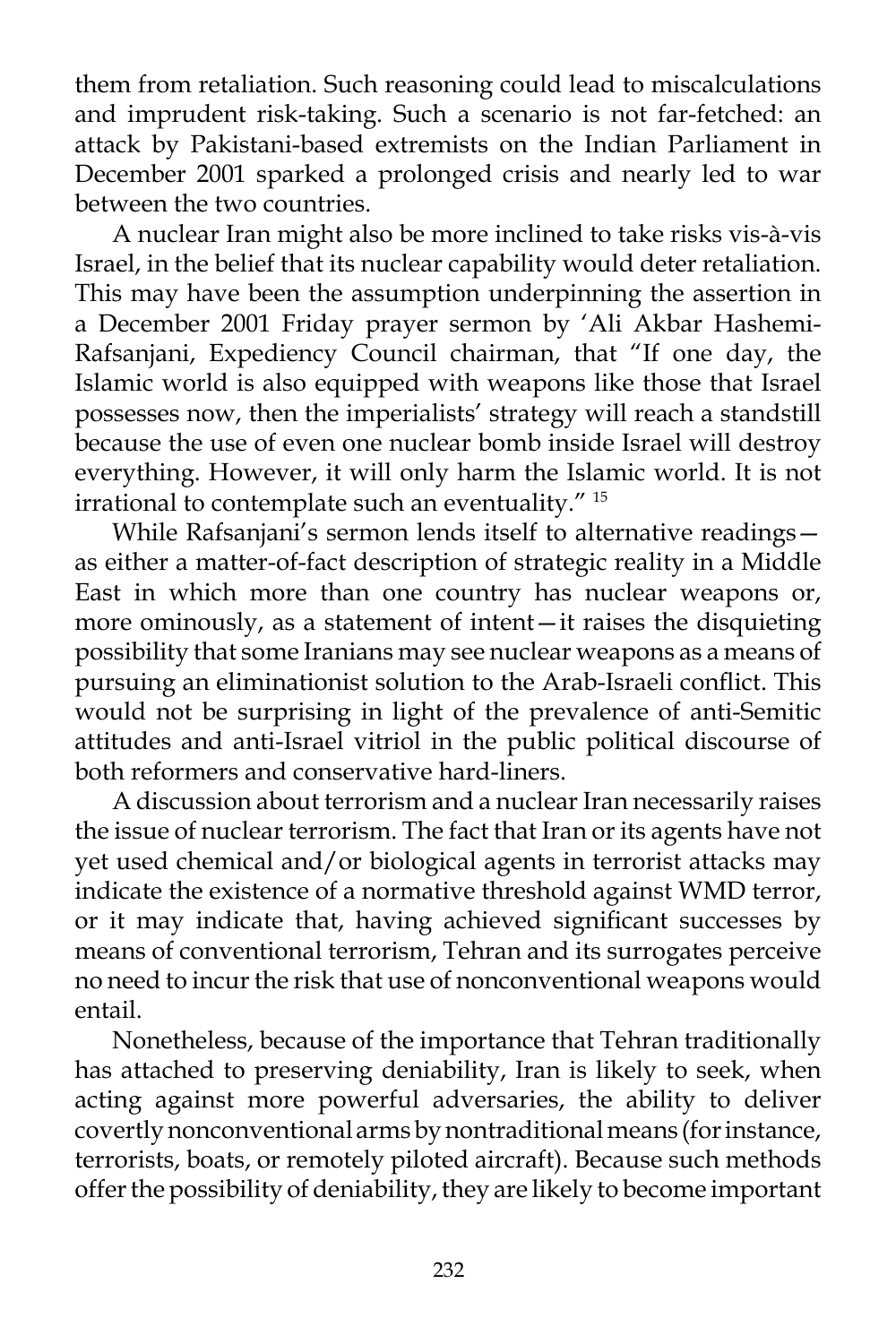them from retaliation. Such reasoning could lead to miscalculations and imprudent risk-taking. Such a scenario is not far-fetched: an attack by Pakistani-based extremists on the Indian Parliament in December 2001 sparked a prolonged crisis and nearly led to war between the two countries.

A nuclear Iran might also be more inclined to take risks vis-à-vis Israel, in the belief that its nuclear capability would deter retaliation. This may have been the assumption underpinning the assertion in a December 2001 Friday prayer sermon by 'Ali Akbar Hashemi-Rafsanjani, Expediency Council chairman, that "If one day, the Islamic world is also equipped with weapons like those that Israel possesses now, then the imperialists' strategy will reach a standstill because the use of even one nuclear bomb inside Israel will destroy everything. However, it will only harm the Islamic world. It is not irrational to contemplate such an eventuality." [15]

While Rafsanjani's sermon lends itself to alternative readings—as either a matter-of-fact description of strategic reality in a Middle East in which more than one country has nuclear weapons or, more ominously, as a statement of intent—it raises the disquieting possibility that some Iranians may see nuclear weapons as a means of pursuing an eliminationist solution to the Arab-Israeli conflict. This would not be surprising in light of the prevalence of anti-Semitic attitudes and anti-Israel vitriol in the public political discourse of both reformers and conservative hard-liners.

A discussion about terrorism and a nuclear Iran necessarily raises the issue of nuclear terrorism. The fact that Iran or its agents have not yet used chemical and/or biological agents in terrorist attacks may indicate the existence of a normative threshold against WMD terror, or it may indicate that, having achieved significant successes by means of conventional terrorism, Tehran and its surrogates perceive no need to incur the risk that use of nonconventional weapons would entail.

Nonetheless, because of the importance that Tehran traditionally has attached to preserving deniability, Iran is likely to seek, when acting against more powerful adversaries, the ability to deliver covertly nonconventional arms by nontraditional means (for instance, terrorists, boats, or remotely piloted aircraft). Because such methods offer the possibility of deniability, they are likely to become important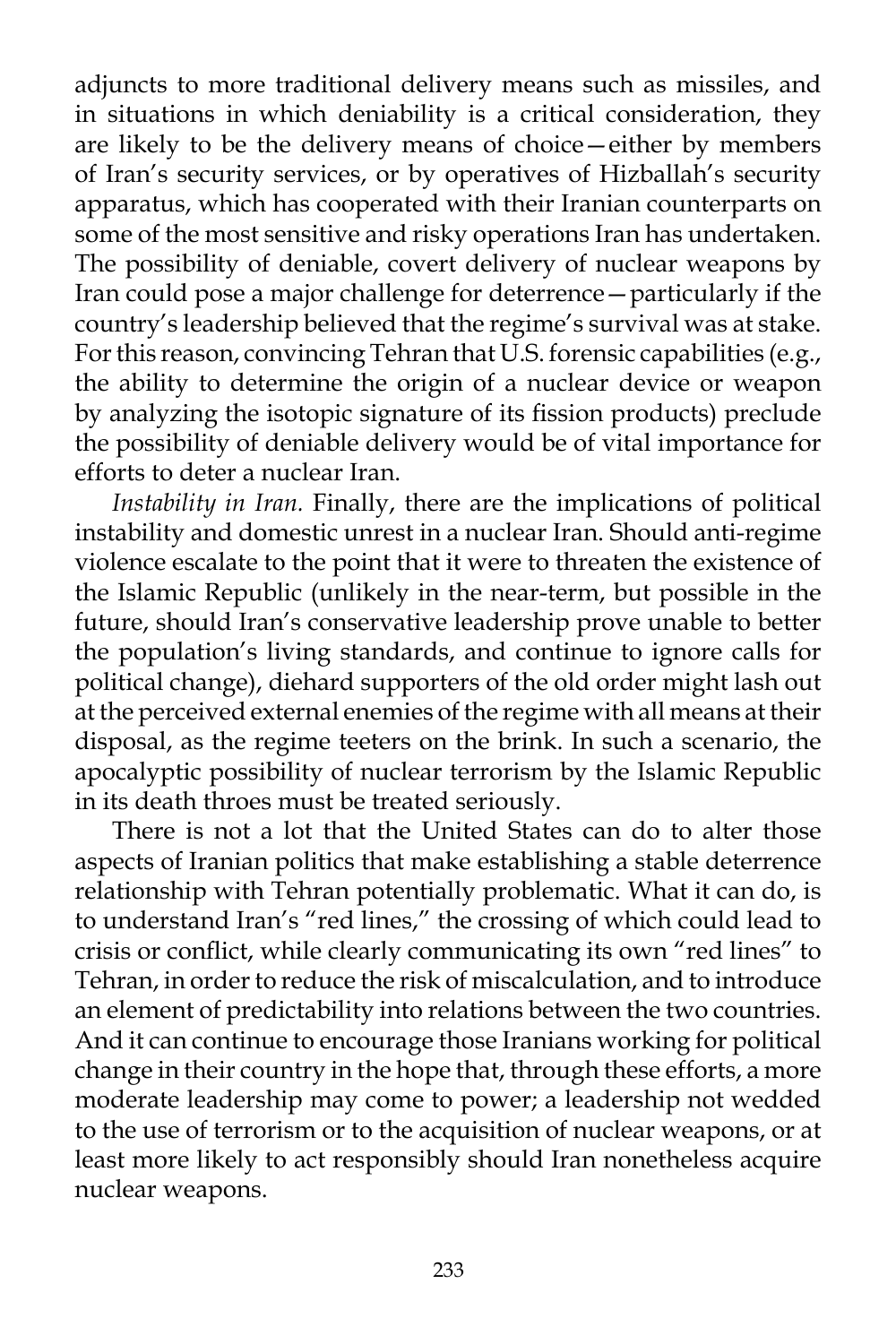adjuncts to more traditional delivery means such as missiles, and in situations in which deniability is a critical consideration, they are likely to be the delivery means of choice—either by members of Iran's security services, or by operatives of Hizballah's security apparatus, which has cooperated with their Iranian counterparts on some of the most sensitive and risky operations Iran has undertaken. The possibility of deniable, covert delivery of nuclear weapons by Iran could pose a major challenge for deterrence—particularly if the country's leadership believed that the regime's survival was at stake. For this reason, convincing Tehran that U.S. forensic capabilities (e.g., the ability to determine the origin of a nuclear device or weapon by analyzing the isotopic signature of its fission products) preclude the possibility of deniable delivery would be of vital importance for efforts to deter a nuclear Iran.

*Instability in Iran.* Finally, there are the implications of political instability and domestic unrest in a nuclear Iran. Should anti-regime violence escalate to the point that it were to threaten the existence of the Islamic Republic (unlikely in the near-term, but possible in the future, should Iran's conservative leadership prove unable to better the population's living standards, and continue to ignore calls for political change), diehard supporters of the old order might lash out at the perceived external enemies of the regime with all means at their disposal, as the regime teeters on the brink. In such a scenario, the apocalyptic possibility of nuclear terrorism by the Islamic Republic in its death throes must be treated seriously.

There is not a lot that the United States can do to alter those aspects of Iranian politics that make establishing a stable deterrence relationship with Tehran potentially problematic. What it can do, is to understand Iran's "red lines," the crossing of which could lead to crisis or conflict, while clearly communicating its own "red lines" to Tehran, in order to reduce the risk of miscalculation, and to introduce an element of predictability into relations between the two countries. And it can continue to encourage those Iranians working for political change in their country in the hope that, through these efforts, a more moderate leadership may come to power; a leadership not wedded to the use of terrorism or to the acquisition of nuclear weapons, or at least more likely to act responsibly should Iran nonetheless acquire nuclear weapons.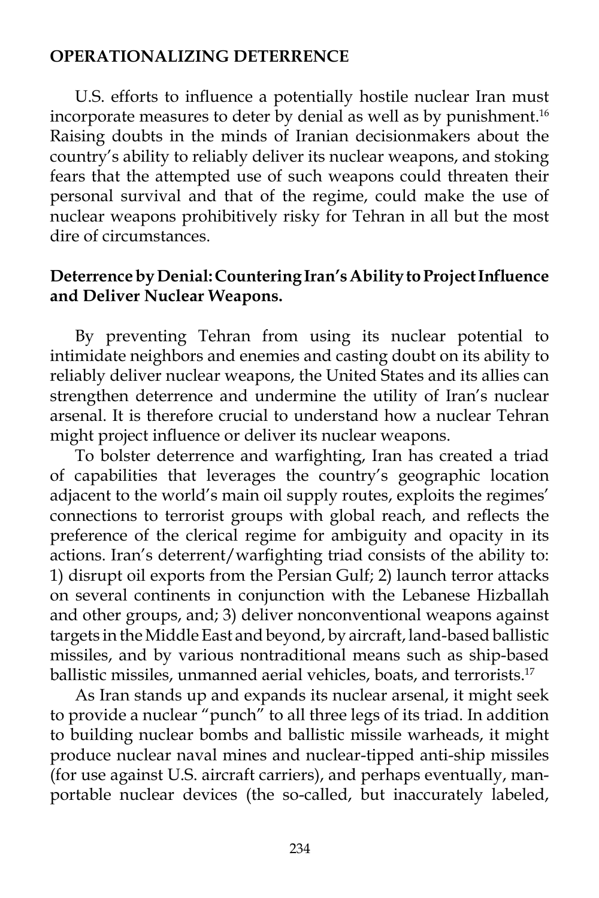## OPERATIONALIZING DETERRENCE

U.S. efforts to influence a potentially hostile nuclear Iran must incorporate measures to deter by denial as well as by punishment.[16] Raising doubts in the minds of Iranian decisionmakers about the country's ability to reliably deliver its nuclear weapons, and stoking fears that the attempted use of such weapons could threaten their personal survival and that of the regime, could make the use of nuclear weapons prohibitively risky for Tehran in all but the most dire of circumstances.

### Deterrence by Denial: Countering Iran's Ability to Project Influence and Deliver Nuclear Weapons.

By preventing Tehran from using its nuclear potential to intimidate neighbors and enemies and casting doubt on its ability to reliably deliver nuclear weapons, the United States and its allies can strengthen deterrence and undermine the utility of Iran's nuclear arsenal. It is therefore crucial to understand how a nuclear Tehran might project influence or deliver its nuclear weapons.

To bolster deterrence and warfighting, Iran has created a triad of capabilities that leverages the country's geographic location adjacent to the world's main oil supply routes, exploits the regimes' connections to terrorist groups with global reach, and reflects the preference of the clerical regime for ambiguity and opacity in its actions. Iran's deterrent/warfighting triad consists of the ability to: 1) disrupt oil exports from the Persian Gulf; 2) launch terror attacks on several continents in conjunction with the Lebanese Hizballah and other groups, and; 3) deliver nonconventional weapons against targets in the Middle East and beyond, by aircraft, land-based ballistic missiles, and by various nontraditional means such as ship-based ballistic missiles, unmanned aerial vehicles, boats, and terrorists.[17]

As Iran stands up and expands its nuclear arsenal, it might seek to provide a nuclear "punch" to all three legs of its triad. In addition to building nuclear bombs and ballistic missile warheads, it might produce nuclear naval mines and nuclear-tipped anti-ship missiles (for use against U.S. aircraft carriers), and perhaps eventually, man-portable nuclear devices (the so-called, but inaccurately labeled,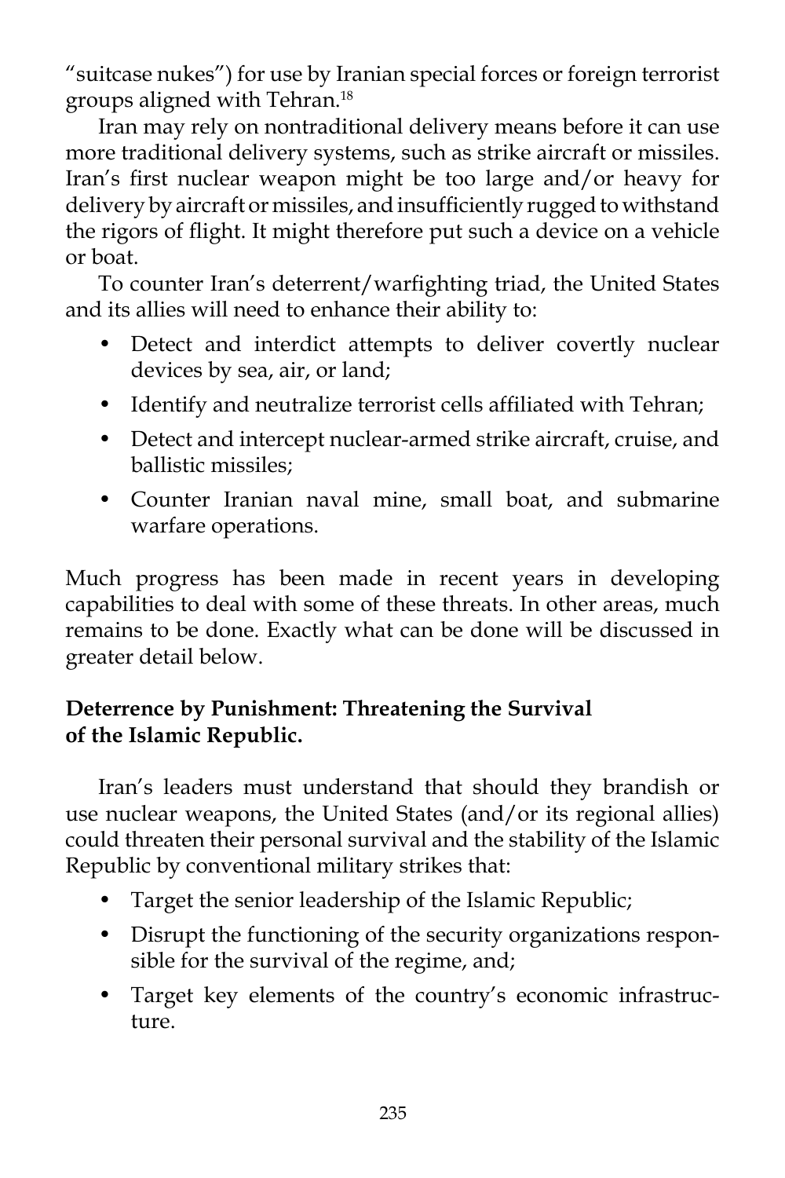"suitcase nukes") for use by Iranian special forces or foreign terrorist groups aligned with Tehran.[18]

Iran may rely on nontraditional delivery means before it can use more traditional delivery systems, such as strike aircraft or missiles. Iran's first nuclear weapon might be too large and/or heavy for delivery by aircraft or missiles, and insufficiently rugged to withstand the rigors of flight. It might therefore put such a device on a vehicle or boat.

To counter Iran's deterrent/warfighting triad, the United States and its allies will need to enhance their ability to:

- Detect and interdict attempts to deliver covertly nuclear devices by sea, air, or land;
- Identify and neutralize terrorist cells affiliated with Tehran;
- Detect and intercept nuclear-armed strike aircraft, cruise, and ballistic missiles;
- Counter Iranian naval mine, small boat, and submarine warfare operations.

Much progress has been made in recent years in developing capabilities to deal with some of these threats. In other areas, much remains to be done. Exactly what can be done will be discussed in greater detail below.

**Deterrence by Punishment: Threatening the Survival of the Islamic Republic.**

Iran's leaders must understand that should they brandish or use nuclear weapons, the United States (and/or its regional allies) could threaten their personal survival and the stability of the Islamic Republic by conventional military strikes that:

- Target the senior leadership of the Islamic Republic;
- Disrupt the functioning of the security organizations responsible for the survival of the regime, and;
- Target key elements of the country's economic infrastructure.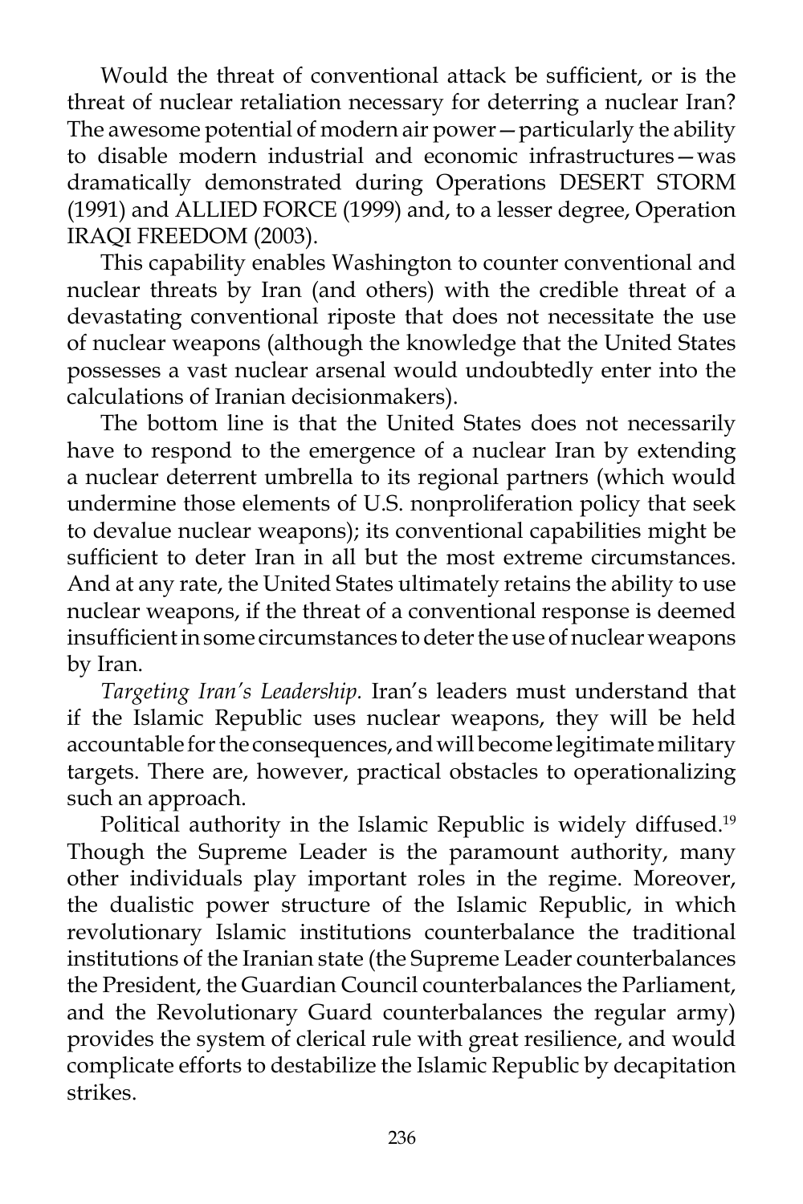Would the threat of conventional attack be sufficient, or is the threat of nuclear retaliation necessary for deterring a nuclear Iran? The awesome potential of modern air power—particularly the ability to disable modern industrial and economic infrastructures—was dramatically demonstrated during Operations DESERT STORM (1991) and ALLIED FORCE (1999) and, to a lesser degree, Operation IRAQI FREEDOM (2003).

This capability enables Washington to counter conventional and nuclear threats by Iran (and others) with the credible threat of a devastating conventional riposte that does not necessitate the use of nuclear weapons (although the knowledge that the United States possesses a vast nuclear arsenal would undoubtedly enter into the calculations of Iranian decisionmakers).

The bottom line is that the United States does not necessarily have to respond to the emergence of a nuclear Iran by extending a nuclear deterrent umbrella to its regional partners (which would undermine those elements of U.S. nonproliferation policy that seek to devalue nuclear weapons); its conventional capabilities might be sufficient to deter Iran in all but the most extreme circumstances. And at any rate, the United States ultimately retains the ability to use nuclear weapons, if the threat of a conventional response is deemed insufficient in some circumstances to deter the use of nuclear weapons by Iran.

*Targeting Iran's Leadership*. Iran's leaders must understand that if the Islamic Republic uses nuclear weapons, they will be held accountable for the consequences, and will become legitimate military targets. There are, however, practical obstacles to operationalizing such an approach.

Political authority in the Islamic Republic is widely diffused.[19] Though the Supreme Leader is the paramount authority, many other individuals play important roles in the regime. Moreover, the dualistic power structure of the Islamic Republic, in which revolutionary Islamic institutions counterbalance the traditional institutions of the Iranian state (the Supreme Leader counterbalances the President, the Guardian Council counterbalances the Parliament, and the Revolutionary Guard counterbalances the regular army) provides the system of clerical rule with great resilience, and would complicate efforts to destabilize the Islamic Republic by decapitation strikes.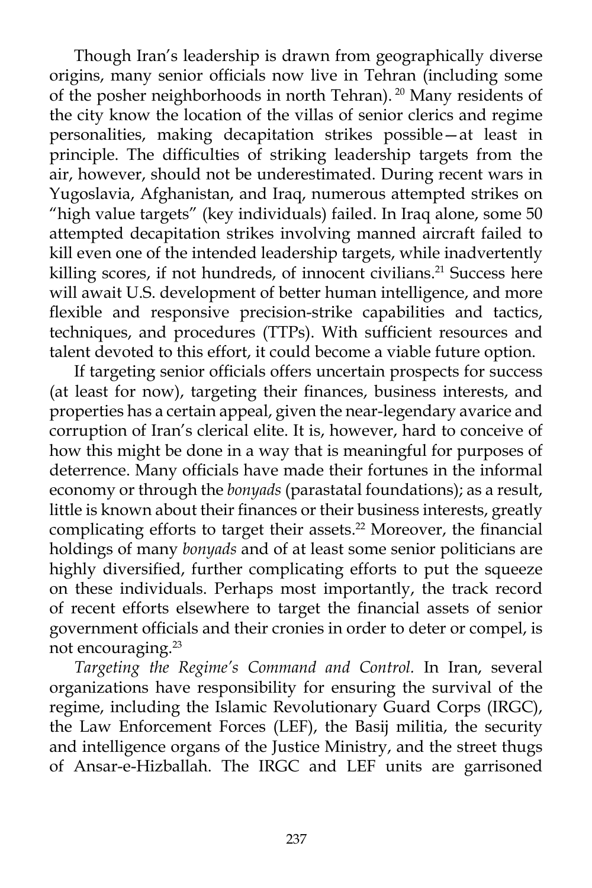Though Iran's leadership is drawn from geographically diverse origins, many senior officials now live in Tehran (including some of the posher neighborhoods in north Tehran). [20] Many residents of the city know the location of the villas of senior clerics and regime personalities, making decapitation strikes possible—at least in principle. The difficulties of striking leadership targets from the air, however, should not be underestimated. During recent wars in Yugoslavia, Afghanistan, and Iraq, numerous attempted strikes on "high value targets" (key individuals) failed. In Iraq alone, some 50 attempted decapitation strikes involving manned aircraft failed to kill even one of the intended leadership targets, while inadvertently killing scores, if not hundreds, of innocent civilians.[21] Success here will await U.S. development of better human intelligence, and more flexible and responsive precision-strike capabilities and tactics, techniques, and procedures (TTPs). With sufficient resources and talent devoted to this effort, it could become a viable future option.

If targeting senior officials offers uncertain prospects for success (at least for now), targeting their finances, business interests, and properties has a certain appeal, given the near-legendary avarice and corruption of Iran's clerical elite. It is, however, hard to conceive of how this might be done in a way that is meaningful for purposes of deterrence. Many officials have made their fortunes in the informal economy or through the *bonyads* (parastatal foundations); as a result, little is known about their finances or their business interests, greatly complicating efforts to target their assets.[22] Moreover, the financial holdings of many *bonyads* and of at least some senior politicians are highly diversified, further complicating efforts to put the squeeze on these individuals. Perhaps most importantly, the track record of recent efforts elsewhere to target the financial assets of senior government officials and their cronies in order to deter or compel, is not encouraging.[23]

*Targeting the Regime's Command and Control.* In Iran, several organizations have responsibility for ensuring the survival of the regime, including the Islamic Revolutionary Guard Corps (IRGC), the Law Enforcement Forces (LEF), the Basij militia, the security and intelligence organs of the Justice Ministry, and the street thugs of Ansar-e-Hizballah. The IRGC and LEF units are garrisoned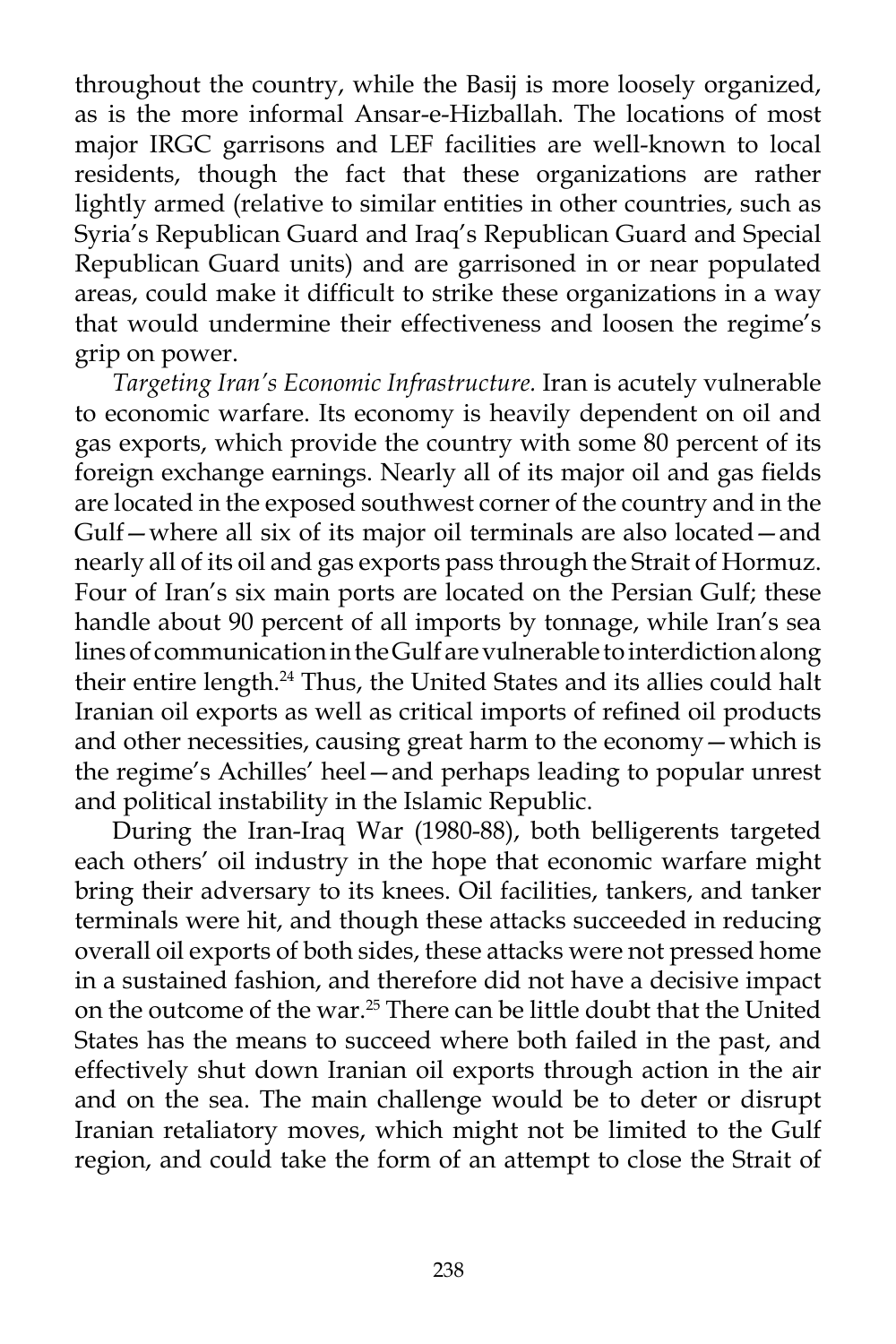throughout the country, while the Basij is more loosely organized, as is the more informal Ansar-e-Hizballah. The locations of most major IRGC garrisons and LEF facilities are well-known to local residents, though the fact that these organizations are rather lightly armed (relative to similar entities in other countries, such as Syria's Republican Guard and Iraq's Republican Guard and Special Republican Guard units) and are garrisoned in or near populated areas, could make it difficult to strike these organizations in a way that would undermine their effectiveness and loosen the regime's grip on power.

*Targeting Iran's Economic Infrastructure.* Iran is acutely vulnerable to economic warfare. Its economy is heavily dependent on oil and gas exports, which provide the country with some 80 percent of its foreign exchange earnings. Nearly all of its major oil and gas fields are located in the exposed southwest corner of the country and in the Gulf—where all six of its major oil terminals are also located—and nearly all of its oil and gas exports pass through the Strait of Hormuz. Four of Iran's six main ports are located on the Persian Gulf; these handle about 90 percent of all imports by tonnage, while Iran's sea lines of communication in the Gulf are vulnerable to interdiction along their entire length.[24] Thus, the United States and its allies could halt Iranian oil exports as well as critical imports of refined oil products and other necessities, causing great harm to the economy—which is the regime's Achilles' heel—and perhaps leading to popular unrest and political instability in the Islamic Republic.

During the Iran-Iraq War (1980-88), both belligerents targeted each others' oil industry in the hope that economic warfare might bring their adversary to its knees. Oil facilities, tankers, and tanker terminals were hit, and though these attacks succeeded in reducing overall oil exports of both sides, these attacks were not pressed home in a sustained fashion, and therefore did not have a decisive impact on the outcome of the war.[25] There can be little doubt that the United States has the means to succeed where both failed in the past, and effectively shut down Iranian oil exports through action in the air and on the sea. The main challenge would be to deter or disrupt Iranian retaliatory moves, which might not be limited to the Gulf region, and could take the form of an attempt to close the Strait of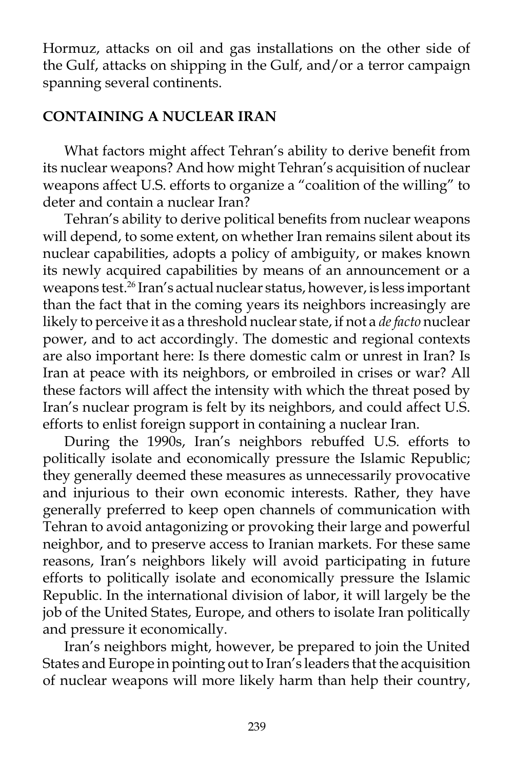Hormuz, attacks on oil and gas installations on the other side of the Gulf, attacks on shipping in the Gulf, and/or a terror campaign spanning several continents.

## CONTAINING A NUCLEAR IRAN

What factors might affect Tehran's ability to derive benefit from its nuclear weapons? And how might Tehran's acquisition of nuclear weapons affect U.S. efforts to organize a "coalition of the willing" to deter and contain a nuclear Iran?

Tehran's ability to derive political benefits from nuclear weapons will depend, to some extent, on whether Iran remains silent about its nuclear capabilities, adopts a policy of ambiguity, or makes known its newly acquired capabilities by means of an announcement or a weapons test.[26] Iran's actual nuclear status, however, is less important than the fact that in the coming years its neighbors increasingly are likely to perceive it as a threshold nuclear state, if not a *de facto* nuclear power, and to act accordingly. The domestic and regional contexts are also important here: Is there domestic calm or unrest in Iran? Is Iran at peace with its neighbors, or embroiled in crises or war? All these factors will affect the intensity with which the threat posed by Iran's nuclear program is felt by its neighbors, and could affect U.S. efforts to enlist foreign support in containing a nuclear Iran.

During the 1990s, Iran's neighbors rebuffed U.S. efforts to politically isolate and economically pressure the Islamic Republic; they generally deemed these measures as unnecessarily provocative and injurious to their own economic interests. Rather, they have generally preferred to keep open channels of communication with Tehran to avoid antagonizing or provoking their large and powerful neighbor, and to preserve access to Iranian markets. For these same reasons, Iran's neighbors likely will avoid participating in future efforts to politically isolate and economically pressure the Islamic Republic. In the international division of labor, it will largely be the job of the United States, Europe, and others to isolate Iran politically and pressure it economically.

Iran's neighbors might, however, be prepared to join the United States and Europe in pointing out to Iran's leaders that the acquisition of nuclear weapons will more likely harm than help their country,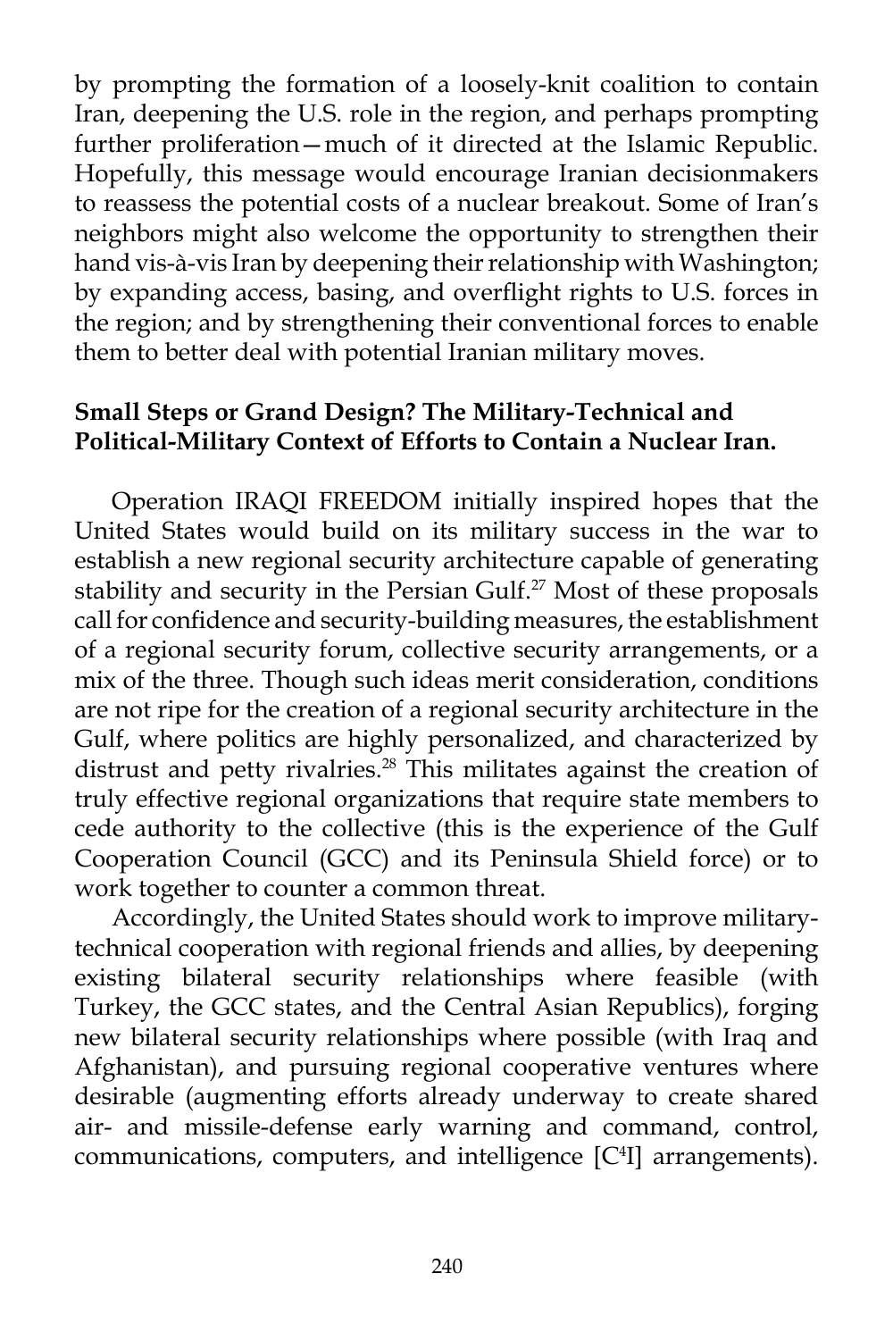by prompting the formation of a loosely-knit coalition to contain Iran, deepening the U.S. role in the region, and perhaps prompting further proliferation—much of it directed at the Islamic Republic. Hopefully, this message would encourage Iranian decisionmakers to reassess the potential costs of a nuclear breakout. Some of Iran's neighbors might also welcome the opportunity to strengthen their hand vis-à-vis Iran by deepening their relationship with Washington; by expanding access, basing, and overflight rights to U.S. forces in the region; and by strengthening their conventional forces to enable them to better deal with potential Iranian military moves.

**Small Steps or Grand Design? The Military-Technical and Political-Military Context of Efforts to Contain a Nuclear Iran.**

Operation IRAQI FREEDOM initially inspired hopes that the United States would build on its military success in the war to establish a new regional security architecture capable of generating stability and security in the Persian Gulf.[27] Most of these proposals call for confidence and security-building measures, the establishment of a regional security forum, collective security arrangements, or a mix of the three. Though such ideas merit consideration, conditions are not ripe for the creation of a regional security architecture in the Gulf, where politics are highly personalized, and characterized by distrust and petty rivalries.[28] This militates against the creation of truly effective regional organizations that require state members to cede authority to the collective (this is the experience of the Gulf Cooperation Council (GCC) and its Peninsula Shield force) or to work together to counter a common threat.

Accordingly, the United States should work to improve military-technical cooperation with regional friends and allies, by deepening existing bilateral security relationships where feasible (with Turkey, the GCC states, and the Central Asian Republics), forging new bilateral security relationships where possible (with Iraq and Afghanistan), and pursuing regional cooperative ventures where desirable (augmenting efforts already underway to create shared air- and missile-defense early warning and command, control, communications, computers, and intelligence [$C^4I$] arrangements).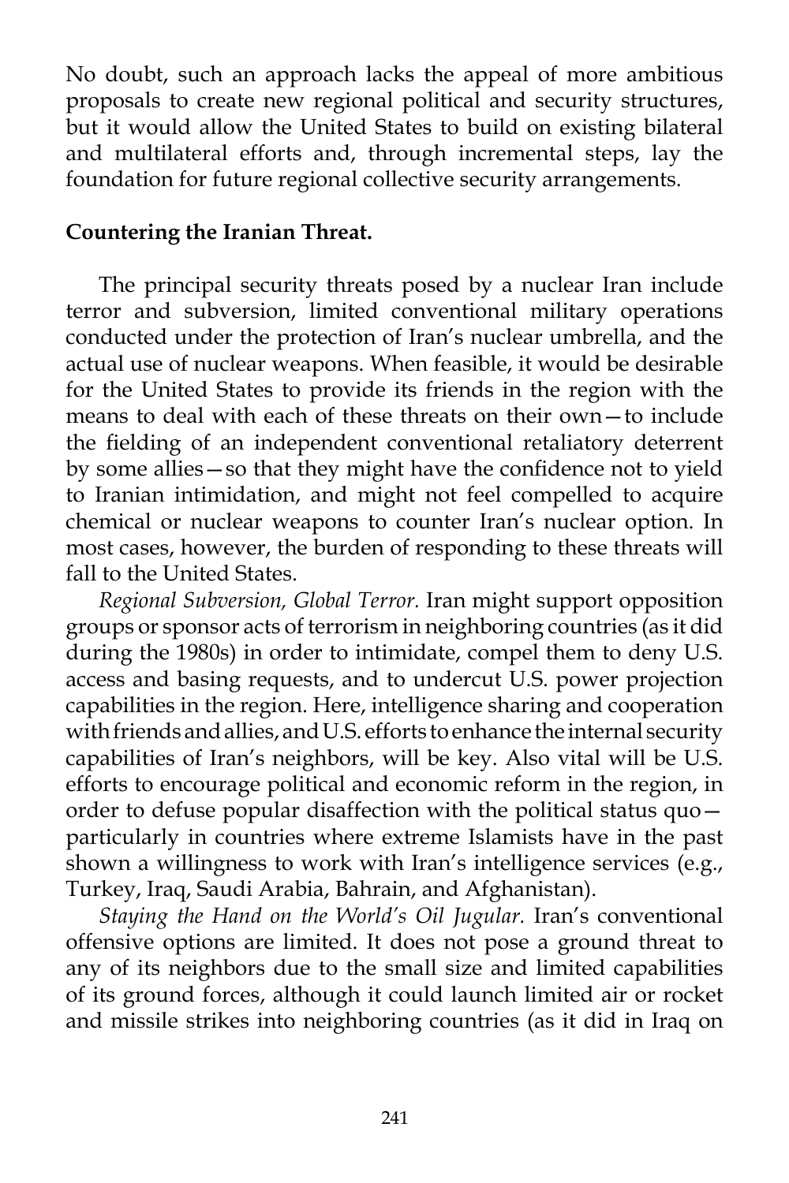No doubt, such an approach lacks the appeal of more ambitious proposals to create new regional political and security structures, but it would allow the United States to build on existing bilateral and multilateral efforts and, through incremental steps, lay the foundation for future regional collective security arrangements.

**Countering the Iranian Threat.**

The principal security threats posed by a nuclear Iran include terror and subversion, limited conventional military operations conducted under the protection of Iran's nuclear umbrella, and the actual use of nuclear weapons. When feasible, it would be desirable for the United States to provide its friends in the region with the means to deal with each of these threats on their own—to include the fielding of an independent conventional retaliatory deterrent by some allies—so that they might have the confidence not to yield to Iranian intimidation, and might not feel compelled to acquire chemical or nuclear weapons to counter Iran's nuclear option. In most cases, however, the burden of responding to these threats will fall to the United States.

*Regional Subversion, Global Terror.* Iran might support opposition groups or sponsor acts of terrorism in neighboring countries (as it did during the 1980s) in order to intimidate, compel them to deny U.S. access and basing requests, and to undercut U.S. power projection capabilities in the region. Here, intelligence sharing and cooperation with friends and allies, and U.S. efforts to enhance the internal security capabilities of Iran's neighbors, will be key. Also vital will be U.S. efforts to encourage political and economic reform in the region, in order to defuse popular disaffection with the political status quo—particularly in countries where extreme Islamists have in the past shown a willingness to work with Iran's intelligence services (e.g., Turkey, Iraq, Saudi Arabia, Bahrain, and Afghanistan).

*Staying the Hand on the World's Oil Jugular.* Iran's conventional offensive options are limited. It does not pose a ground threat to any of its neighbors due to the small size and limited capabilities of its ground forces, although it could launch limited air or rocket and missile strikes into neighboring countries (as it did in Iraq on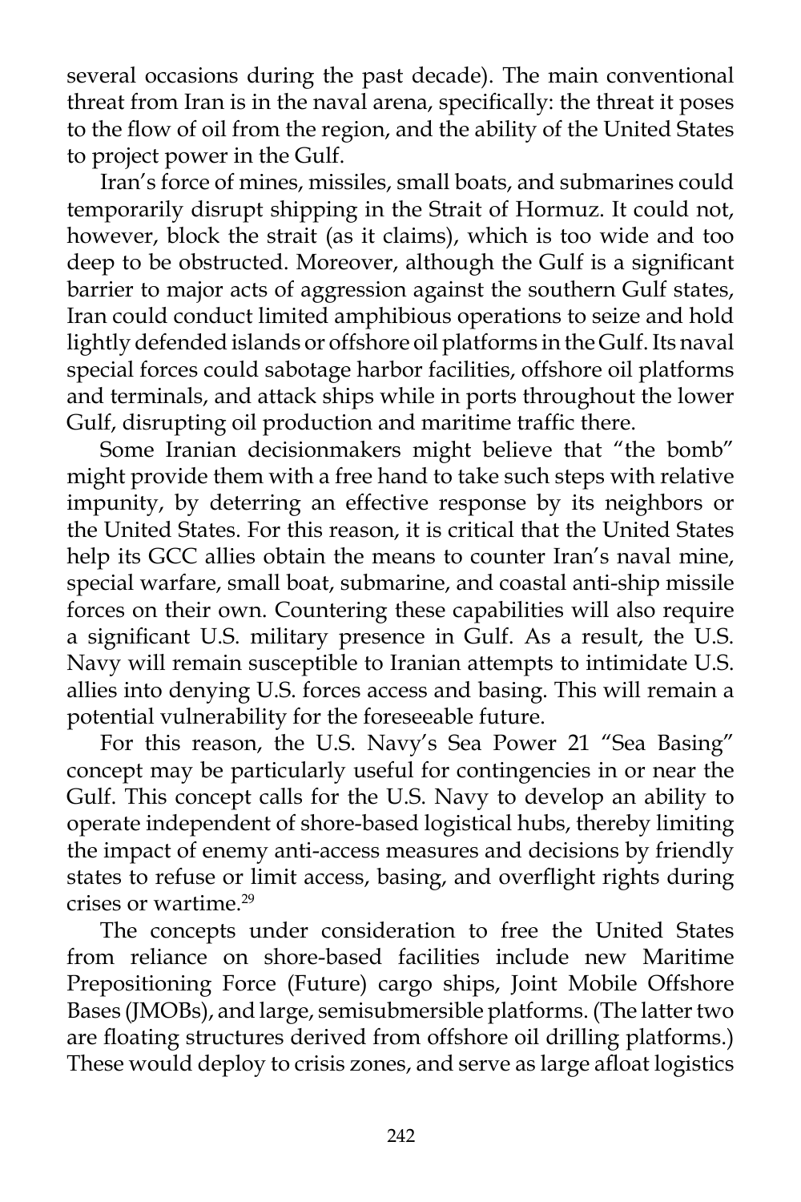several occasions during the past decade). The main conventional threat from Iran is in the naval arena, specifically: the threat it poses to the flow of oil from the region, and the ability of the United States to project power in the Gulf.

Iran's force of mines, missiles, small boats, and submarines could temporarily disrupt shipping in the Strait of Hormuz. It could not, however, block the strait (as it claims), which is too wide and too deep to be obstructed. Moreover, although the Gulf is a significant barrier to major acts of aggression against the southern Gulf states, Iran could conduct limited amphibious operations to seize and hold lightly defended islands or offshore oil platforms in the Gulf. Its naval special forces could sabotage harbor facilities, offshore oil platforms and terminals, and attack ships while in ports throughout the lower Gulf, disrupting oil production and maritime traffic there.

Some Iranian decisionmakers might believe that "the bomb" might provide them with a free hand to take such steps with relative impunity, by deterring an effective response by its neighbors or the United States. For this reason, it is critical that the United States help its GCC allies obtain the means to counter Iran's naval mine, special warfare, small boat, submarine, and coastal anti-ship missile forces on their own. Countering these capabilities will also require a significant U.S. military presence in Gulf. As a result, the U.S. Navy will remain susceptible to Iranian attempts to intimidate U.S. allies into denying U.S. forces access and basing. This will remain a potential vulnerability for the foreseeable future.

For this reason, the U.S. Navy's Sea Power 21 "Sea Basing" concept may be particularly useful for contingencies in or near the Gulf. This concept calls for the U.S. Navy to develop an ability to operate independent of shore-based logistical hubs, thereby limiting the impact of enemy anti-access measures and decisions by friendly states to refuse or limit access, basing, and overflight rights during crises or wartime.[29]

The concepts under consideration to free the United States from reliance on shore-based facilities include new Maritime Prepositioning Force (Future) cargo ships, Joint Mobile Offshore Bases (JMOBs), and large, semisubmersible platforms. (The latter two are floating structures derived from offshore oil drilling platforms.) These would deploy to crisis zones, and serve as large afloat logistics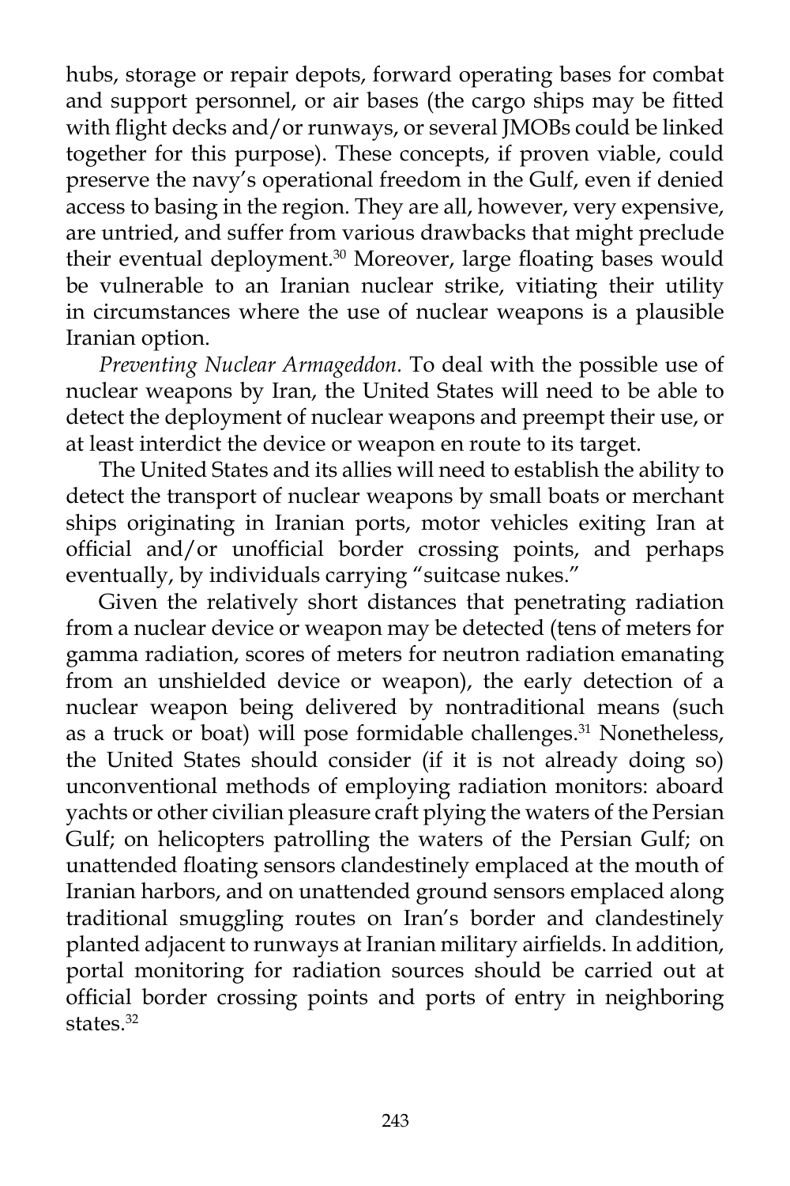hubs, storage or repair depots, forward operating bases for combat and support personnel, or air bases (the cargo ships may be fitted with flight decks and/or runways, or several JMOBs could be linked together for this purpose). These concepts, if proven viable, could preserve the navy's operational freedom in the Gulf, even if denied access to basing in the region. They are all, however, very expensive, are untried, and suffer from various drawbacks that might preclude their eventual deployment.[30] Moreover, large floating bases would be vulnerable to an Iranian nuclear strike, vitiating their utility in circumstances where the use of nuclear weapons is a plausible Iranian option.

*Preventing Nuclear Armageddon.* To deal with the possible use of nuclear weapons by Iran, the United States will need to be able to detect the deployment of nuclear weapons and preempt their use, or at least interdict the device or weapon en route to its target.

The United States and its allies will need to establish the ability to detect the transport of nuclear weapons by small boats or merchant ships originating in Iranian ports, motor vehicles exiting Iran at official and/or unofficial border crossing points, and perhaps eventually, by individuals carrying "suitcase nukes."

Given the relatively short distances that penetrating radiation from a nuclear device or weapon may be detected (tens of meters for gamma radiation, scores of meters for neutron radiation emanating from an unshielded device or weapon), the early detection of a nuclear weapon being delivered by nontraditional means (such as a truck or boat) will pose formidable challenges.[31] Nonetheless, the United States should consider (if it is not already doing so) unconventional methods of employing radiation monitors: aboard yachts or other civilian pleasure craft plying the waters of the Persian Gulf; on helicopters patrolling the waters of the Persian Gulf; on unattended floating sensors clandestinely emplaced at the mouth of Iranian harbors, and on unattended ground sensors emplaced along traditional smuggling routes on Iran's border and clandestinely planted adjacent to runways at Iranian military airfields. In addition, portal monitoring for radiation sources should be carried out at official border crossing points and ports of entry in neighboring states.[32]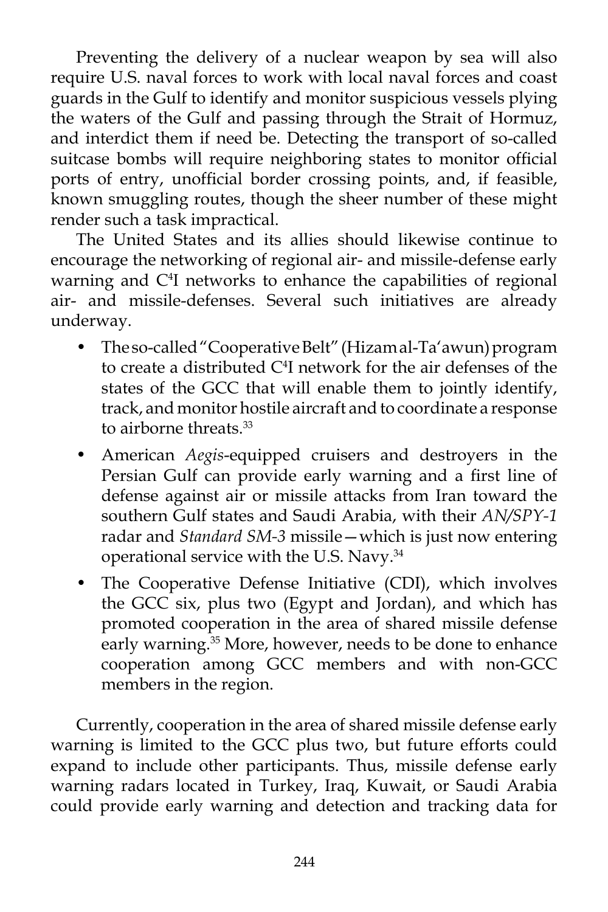Preventing the delivery of a nuclear weapon by sea will also require U.S. naval forces to work with local naval forces and coast guards in the Gulf to identify and monitor suspicious vessels plying the waters of the Gulf and passing through the Strait of Hormuz, and interdict them if need be. Detecting the transport of so-called suitcase bombs will require neighboring states to monitor official ports of entry, unofficial border crossing points, and, if feasible, known smuggling routes, though the sheer number of these might render such a task impractical.

The United States and its allies should likewise continue to encourage the networking of regional air- and missile-defense early warning and $C^4I$ networks to enhance the capabilities of regional air- and missile-defenses. Several such initiatives are already underway.

- The so-called "Cooperative Belt" (Hizam al-Ta'awun) program to create a distributed $C^4I$ network for the air defenses of the states of the GCC that will enable them to jointly identify, track, and monitor hostile aircraft and to coordinate a response to airborne threats.[33]
- American *Aegis*-equipped cruisers and destroyers in the Persian Gulf can provide early warning and a first line of defense against air or missile attacks from Iran toward the southern Gulf states and Saudi Arabia, with their *AN/SPY-1* radar and *Standard SM-3* missile—which is just now entering operational service with the U.S. Navy.[34]
- The Cooperative Defense Initiative (CDI), which involves the GCC six, plus two (Egypt and Jordan), and which has promoted cooperation in the area of shared missile defense early warning.[35] More, however, needs to be done to enhance cooperation among GCC members and with non-GCC members in the region.

Currently, cooperation in the area of shared missile defense early warning is limited to the GCC plus two, but future efforts could expand to include other participants. Thus, missile defense early warning radars located in Turkey, Iraq, Kuwait, or Saudi Arabia could provide early warning and detection and tracking data for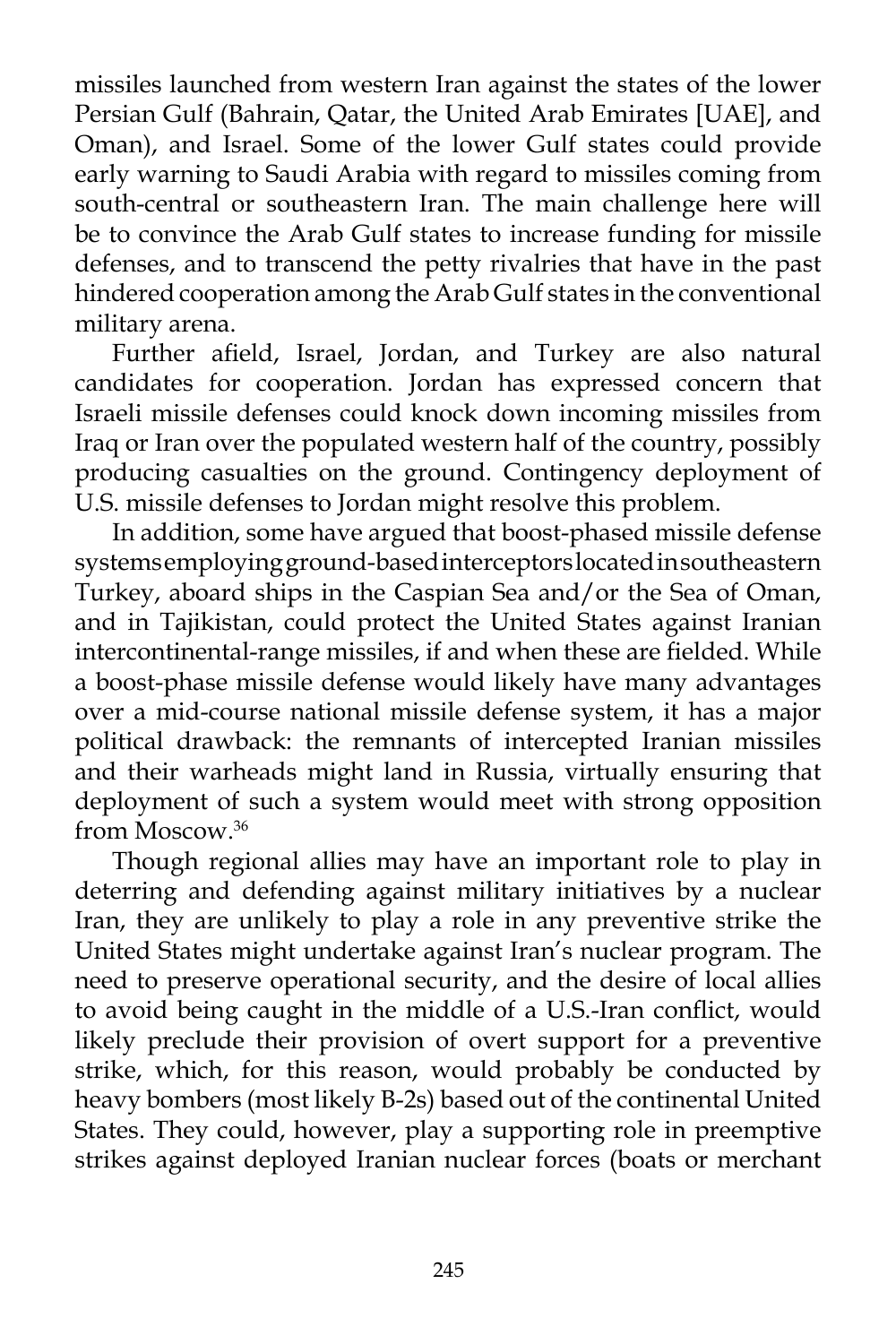missiles launched from western Iran against the states of the lower Persian Gulf (Bahrain, Qatar, the United Arab Emirates [UAE], and Oman), and Israel. Some of the lower Gulf states could provide early warning to Saudi Arabia with regard to missiles coming from south-central or southeastern Iran. The main challenge here will be to convince the Arab Gulf states to increase funding for missile defenses, and to transcend the petty rivalries that have in the past hindered cooperation among the Arab Gulf states in the conventional military arena.

Further afield, Israel, Jordan, and Turkey are also natural candidates for cooperation. Jordan has expressed concern that Israeli missile defenses could knock down incoming missiles from Iraq or Iran over the populated western half of the country, possibly producing casualties on the ground. Contingency deployment of U.S. missile defenses to Jordan might resolve this problem.

In addition, some have argued that boost-phased missile defense systems employing ground-based interceptors located in southeastern Turkey, aboard ships in the Caspian Sea and/or the Sea of Oman, and in Tajikistan, could protect the United States against Iranian intercontinental-range missiles, if and when these are fielded. While a boost-phase missile defense would likely have many advantages over a mid-course national missile defense system, it has a major political drawback: the remnants of intercepted Iranian missiles and their warheads might land in Russia, virtually ensuring that deployment of such a system would meet with strong opposition from Moscow.[36]

Though regional allies may have an important role to play in deterring and defending against military initiatives by a nuclear Iran, they are unlikely to play a role in any preventive strike the United States might undertake against Iran's nuclear program. The need to preserve operational security, and the desire of local allies to avoid being caught in the middle of a U.S.-Iran conflict, would likely preclude their provision of overt support for a preventive strike, which, for this reason, would probably be conducted by heavy bombers (most likely B-2s) based out of the continental United States. They could, however, play a supporting role in preemptive strikes against deployed Iranian nuclear forces (boats or merchant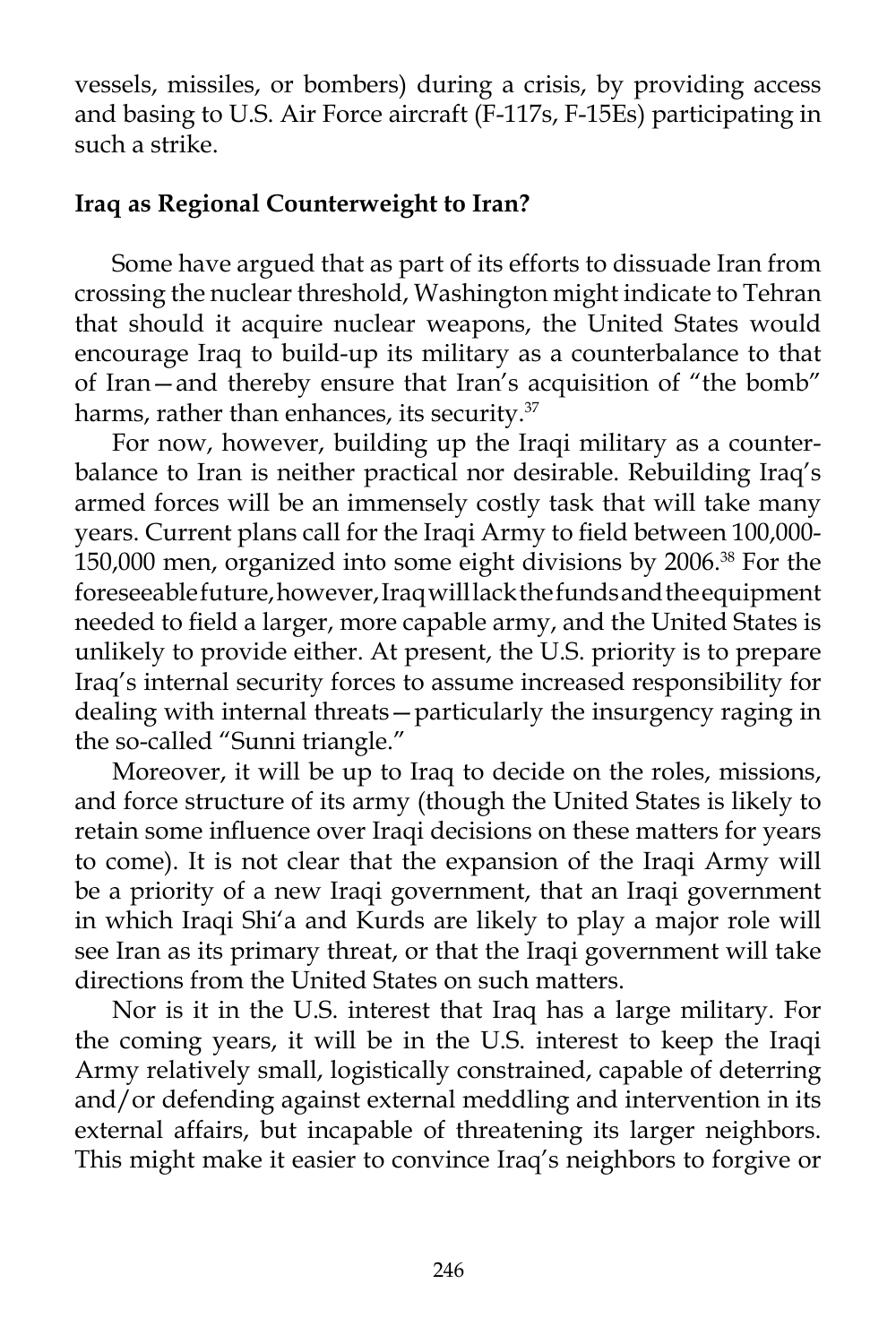vessels, missiles, or bombers) during a crisis, by providing access and basing to U.S. Air Force aircraft (F-117s, F-15Es) participating in such a strike.

**Iraq as Regional Counterweight to Iran?**

Some have argued that as part of its efforts to dissuade Iran from crossing the nuclear threshold, Washington might indicate to Tehran that should it acquire nuclear weapons, the United States would encourage Iraq to build-up its military as a counterbalance to that of Iran—and thereby ensure that Iran's acquisition of "the bomb" harms, rather than enhances, its security.[37]

For now, however, building up the Iraqi military as a counterbalance to Iran is neither practical nor desirable. Rebuilding Iraq's armed forces will be an immensely costly task that will take many years. Current plans call for the Iraqi Army to field between 100,000-150,000 men, organized into some eight divisions by 2006.[38] For the foreseeable future, however, Iraq will lack the funds and the equipment needed to field a larger, more capable army, and the United States is unlikely to provide either. At present, the U.S. priority is to prepare Iraq's internal security forces to assume increased responsibility for dealing with internal threats—particularly the insurgency raging in the so-called "Sunni triangle."

Moreover, it will be up to Iraq to decide on the roles, missions, and force structure of its army (though the United States is likely to retain some influence over Iraqi decisions on these matters for years to come). It is not clear that the expansion of the Iraqi Army will be a priority of a new Iraqi government, that an Iraqi government in which Iraqi Shi'a and Kurds are likely to play a major role will see Iran as its primary threat, or that the Iraqi government will take directions from the United States on such matters.

Nor is it in the U.S. interest that Iraq has a large military. For the coming years, it will be in the U.S. interest to keep the Iraqi Army relatively small, logistically constrained, capable of deterring and/or defending against external meddling and intervention in its external affairs, but incapable of threatening its larger neighbors. This might make it easier to convince Iraq's neighbors to forgive or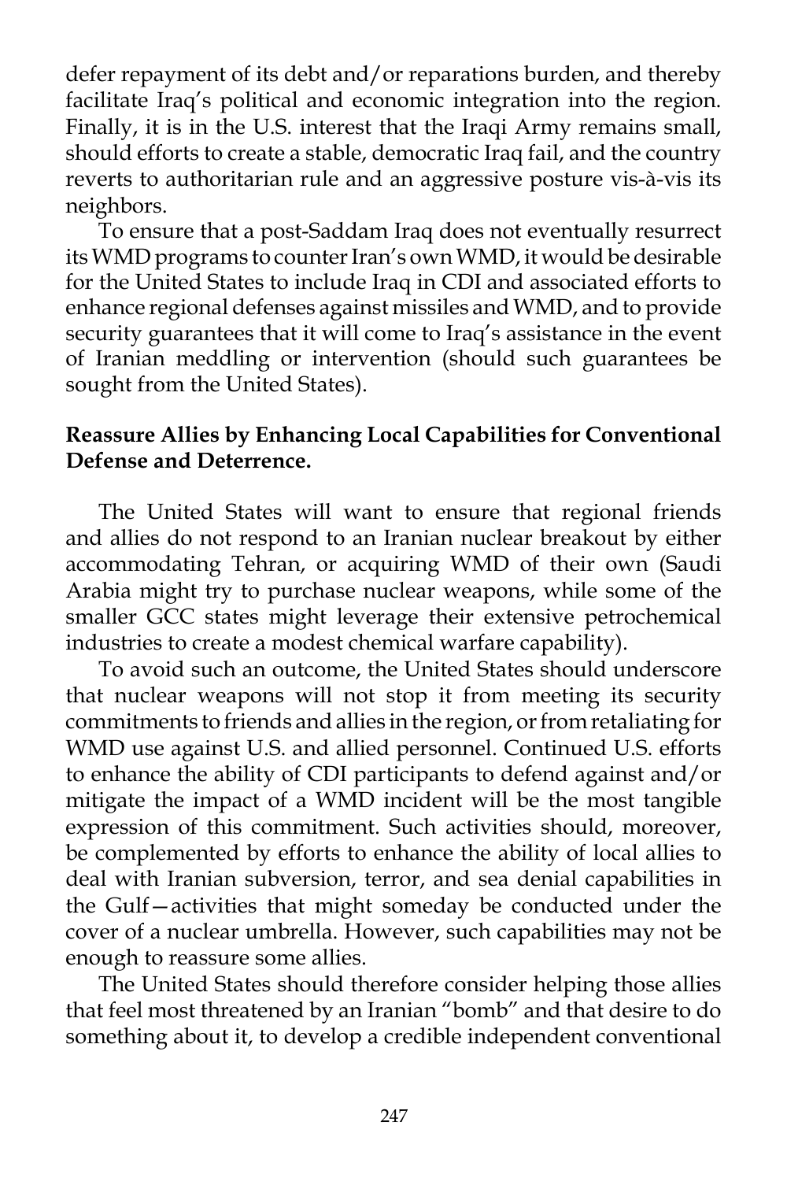defer repayment of its debt and/or reparations burden, and thereby facilitate Iraq's political and economic integration into the region. Finally, it is in the U.S. interest that the Iraqi Army remains small, should efforts to create a stable, democratic Iraq fail, and the country reverts to authoritarian rule and an aggressive posture vis-à-vis its neighbors.

To ensure that a post-Saddam Iraq does not eventually resurrect its WMD programs to counter Iran's own WMD, it would be desirable for the United States to include Iraq in CDI and associated efforts to enhance regional defenses against missiles and WMD, and to provide security guarantees that it will come to Iraq's assistance in the event of Iranian meddling or intervention (should such guarantees be sought from the United States).

**Reassure Allies by Enhancing Local Capabilities for Conventional Defense and Deterrence.**

The United States will want to ensure that regional friends and allies do not respond to an Iranian nuclear breakout by either accommodating Tehran, or acquiring WMD of their own (Saudi Arabia might try to purchase nuclear weapons, while some of the smaller GCC states might leverage their extensive petrochemical industries to create a modest chemical warfare capability).

To avoid such an outcome, the United States should underscore that nuclear weapons will not stop it from meeting its security commitments to friends and allies in the region, or from retaliating for WMD use against U.S. and allied personnel. Continued U.S. efforts to enhance the ability of CDI participants to defend against and/or mitigate the impact of a WMD incident will be the most tangible expression of this commitment. Such activities should, moreover, be complemented by efforts to enhance the ability of local allies to deal with Iranian subversion, terror, and sea denial capabilities in the Gulf—activities that might someday be conducted under the cover of a nuclear umbrella. However, such capabilities may not be enough to reassure some allies.

The United States should therefore consider helping those allies that feel most threatened by an Iranian "bomb" and that desire to do something about it, to develop a credible independent conventional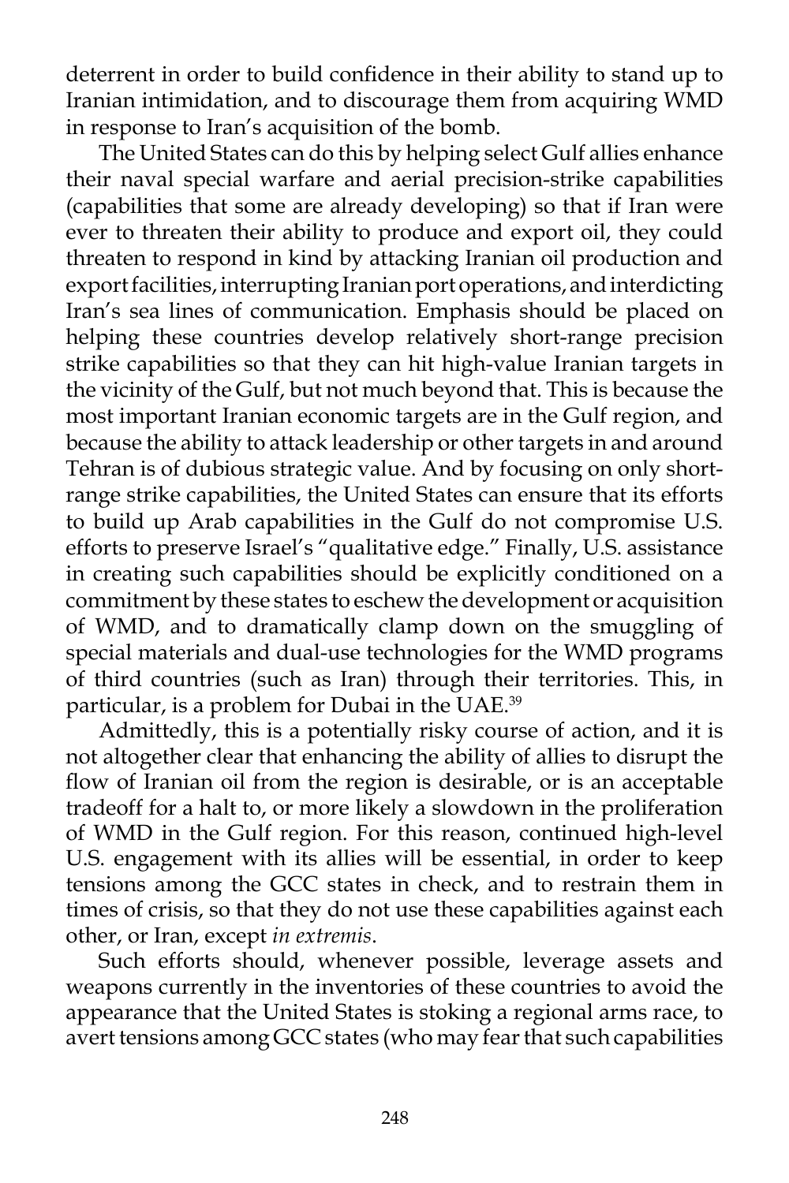deterrent in order to build confidence in their ability to stand up to Iranian intimidation, and to discourage them from acquiring WMD in response to Iran's acquisition of the bomb.

The United States can do this by helping select Gulf allies enhance their naval special warfare and aerial precision-strike capabilities (capabilities that some are already developing) so that if Iran were ever to threaten their ability to produce and export oil, they could threaten to respond in kind by attacking Iranian oil production and export facilities, interrupting Iranian port operations, and interdicting Iran's sea lines of communication. Emphasis should be placed on helping these countries develop relatively short-range precision strike capabilities so that they can hit high-value Iranian targets in the vicinity of the Gulf, but not much beyond that. This is because the most important Iranian economic targets are in the Gulf region, and because the ability to attack leadership or other targets in and around Tehran is of dubious strategic value. And by focusing on only short-range strike capabilities, the United States can ensure that its efforts to build up Arab capabilities in the Gulf do not compromise U.S. efforts to preserve Israel's "qualitative edge." Finally, U.S. assistance in creating such capabilities should be explicitly conditioned on a commitment by these states to eschew the development or acquisition of WMD, and to dramatically clamp down on the smuggling of special materials and dual-use technologies for the WMD programs of third countries (such as Iran) through their territories. This, in particular, is a problem for Dubai in the UAE.[39]

Admittedly, this is a potentially risky course of action, and it is not altogether clear that enhancing the ability of allies to disrupt the flow of Iranian oil from the region is desirable, or is an acceptable tradeoff for a halt to, or more likely a slowdown in the proliferation of WMD in the Gulf region. For this reason, continued high-level U.S. engagement with its allies will be essential, in order to keep tensions among the GCC states in check, and to restrain them in times of crisis, so that they do not use these capabilities against each other, or Iran, except *in extremis*.

Such efforts should, whenever possible, leverage assets and weapons currently in the inventories of these countries to avoid the appearance that the United States is stoking a regional arms race, to avert tensions among GCC states (who may fear that such capabilities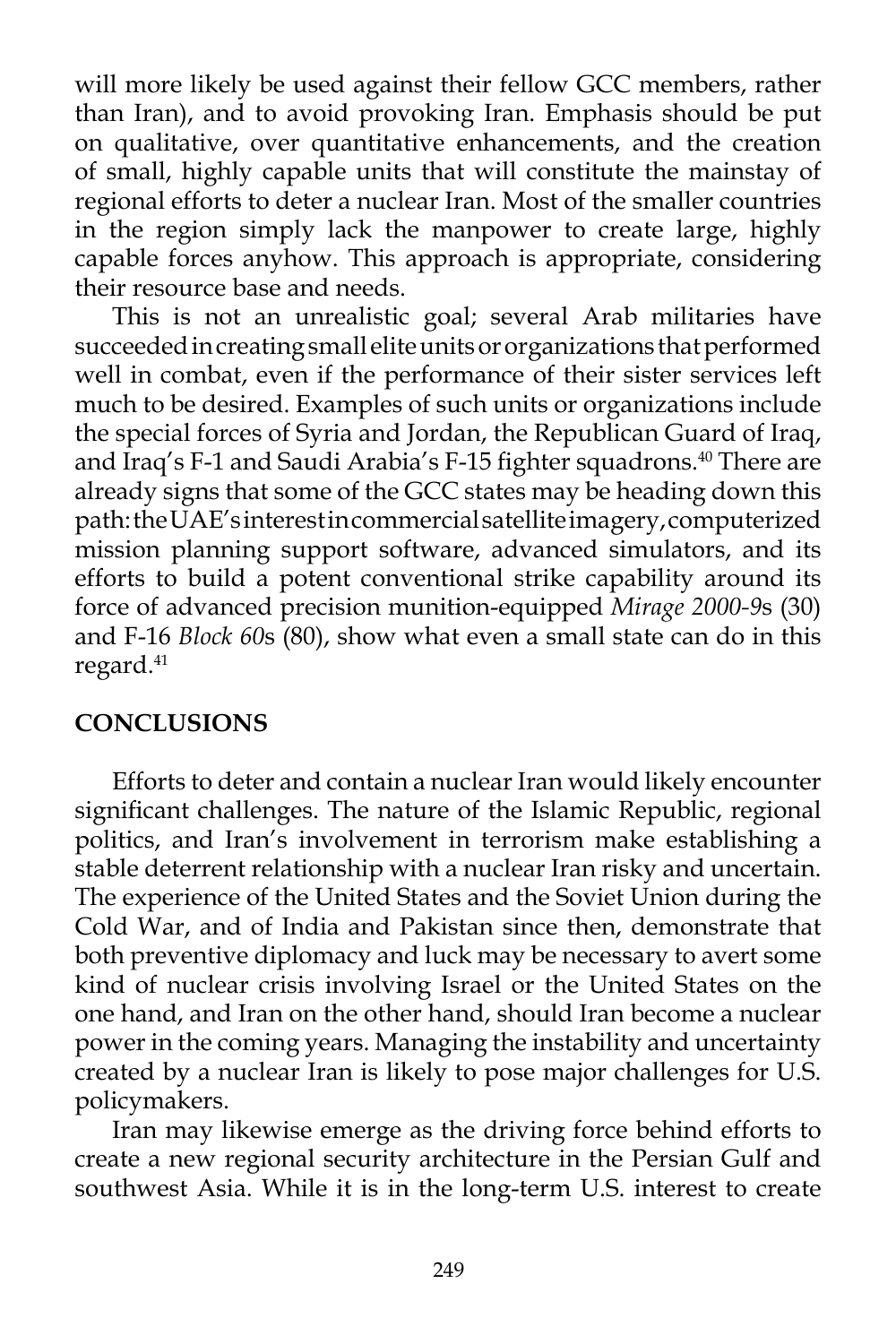will more likely be used against their fellow GCC members, rather than Iran), and to avoid provoking Iran. Emphasis should be put on qualitative, over quantitative enhancements, and the creation of small, highly capable units that will constitute the mainstay of regional efforts to deter a nuclear Iran. Most of the smaller countries in the region simply lack the manpower to create large, highly capable forces anyhow. This approach is appropriate, considering their resource base and needs.

This is not an unrealistic goal; several Arab militaries have succeeded in creating small elite units or organizations that performed well in combat, even if the performance of their sister services left much to be desired. Examples of such units or organizations include the special forces of Syria and Jordan, the Republican Guard of Iraq, and Iraq's F-1 and Saudi Arabia's F-15 fighter squadrons.[40] There are already signs that some of the GCC states may be heading down this path: the UAE's interest in commercial satellite imagery, computerized mission planning support software, advanced simulators, and its efforts to build a potent conventional strike capability around its force of advanced precision munition-equipped *Mirage 2000-9*s (30) and F-16 *Block 60*s (80), show what even a small state can do in this regard.[41]

**CONCLUSIONS**

Efforts to deter and contain a nuclear Iran would likely encounter significant challenges. The nature of the Islamic Republic, regional politics, and Iran's involvement in terrorism make establishing a stable deterrent relationship with a nuclear Iran risky and uncertain. The experience of the United States and the Soviet Union during the Cold War, and of India and Pakistan since then, demonstrate that both preventive diplomacy and luck may be necessary to avert some kind of nuclear crisis involving Israel or the United States on the one hand, and Iran on the other hand, should Iran become a nuclear power in the coming years. Managing the instability and uncertainty created by a nuclear Iran is likely to pose major challenges for U.S. policymakers.

Iran may likewise emerge as the driving force behind efforts to create a new regional security architecture in the Persian Gulf and southwest Asia. While it is in the long-term U.S. interest to create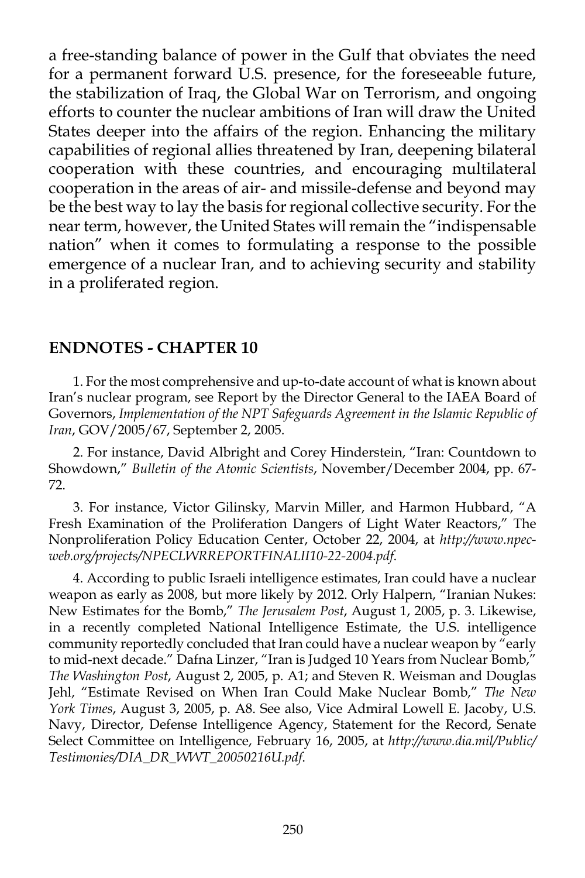a free-standing balance of power in the Gulf that obviates the need for a permanent forward U.S. presence, for the foreseeable future, the stabilization of Iraq, the Global War on Terrorism, and ongoing efforts to counter the nuclear ambitions of Iran will draw the United States deeper into the affairs of the region. Enhancing the military capabilities of regional allies threatened by Iran, deepening bilateral cooperation with these countries, and encouraging multilateral cooperation in the areas of air- and missile-defense and beyond may be the best way to lay the basis for regional collective security. For the near term, however, the United States will remain the "indispensable nation" when it comes to formulating a response to the possible emergence of a nuclear Iran, and to achieving security and stability in a proliferated region.

## ENDNOTES - CHAPTER 10

1. For the most comprehensive and up-to-date account of what is known about Iran's nuclear program, see Report by the Director General to the IAEA Board of Governors, *Implementation of the NPT Safeguards Agreement in the Islamic Republic of Iran*, GOV/2005/67, September 2, 2005.

2. For instance, David Albright and Corey Hinderstein, "Iran: Countdown to Showdown," *Bulletin of the Atomic Scientists*, November/December 2004, pp. 67-72.

3. For instance, Victor Gilinsky, Marvin Miller, and Harmon Hubbard, "A Fresh Examination of the Proliferation Dangers of Light Water Reactors," The Nonproliferation Policy Education Center, October 22, 2004, at *http://www.npec-web.org/projects/NPECLWRREPORTFINALII10-22-2004.pdf*.

4. According to public Israeli intelligence estimates, Iran could have a nuclear weapon as early as 2008, but more likely by 2012. Orly Halpern, "Iranian Nukes: New Estimates for the Bomb," *The Jerusalem Post*, August 1, 2005, p. 3. Likewise, in a recently completed National Intelligence Estimate, the U.S. intelligence community reportedly concluded that Iran could have a nuclear weapon by "early to mid-next decade." Dafna Linzer, "Iran is Judged 10 Years from Nuclear Bomb," *The Washington Post*, August 2, 2005, p. A1; and Steven R. Weisman and Douglas Jehl, "Estimate Revised on When Iran Could Make Nuclear Bomb," *The New York Times*, August 3, 2005, p. A8. See also, Vice Admiral Lowell E. Jacoby, U.S. Navy, Director, Defense Intelligence Agency, Statement for the Record, Senate Select Committee on Intelligence, February 16, 2005, at *http://www.dia.mil/Public/Testimonies/DIA_DR_WWT_20050216U.pdf*.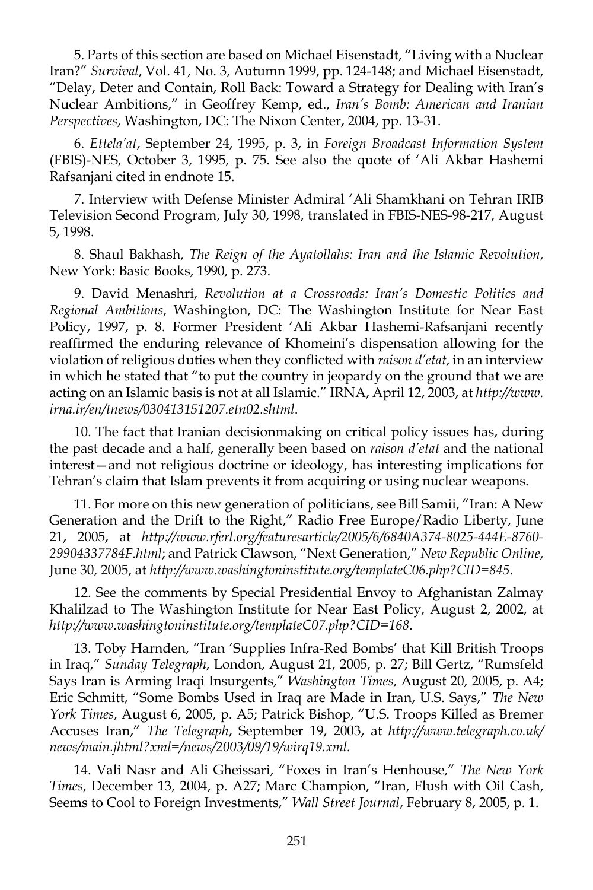5. Parts of this section are based on Michael Eisenstadt, "Living with a Nuclear Iran?" *Survival*, Vol. 41, No. 3, Autumn 1999, pp. 124-148; and Michael Eisenstadt, "Delay, Deter and Contain, Roll Back: Toward a Strategy for Dealing with Iran's Nuclear Ambitions," in Geoffrey Kemp, ed., *Iran's Bomb: American and Iranian Perspectives*, Washington, DC: The Nixon Center, 2004, pp. 13-31.

6. *Ettela'at*, September 24, 1995, p. 3, in *Foreign Broadcast Information System* (FBIS)-NES, October 3, 1995, p. 75. See also the quote of 'Ali Akbar Hashemi Rafsanjani cited in endnote 15.

7. Interview with Defense Minister Admiral 'Ali Shamkhani on Tehran IRIB Television Second Program, July 30, 1998, translated in FBIS-NES-98-217, August 5, 1998.

8. Shaul Bakhash, *The Reign of the Ayatollahs: Iran and the Islamic Revolution*, New York: Basic Books, 1990, p. 273.

9. David Menashri, *Revolution at a Crossroads: Iran's Domestic Politics and Regional Ambitions*, Washington, DC: The Washington Institute for Near East Policy, 1997, p. 8. Former President 'Ali Akbar Hashemi-Rafsanjani recently reaffirmed the enduring relevance of Khomeini's dispensation allowing for the violation of religious duties when they conflicted with *raison d'etat*, in an interview in which he stated that "to put the country in jeopardy on the ground that we are acting on an Islamic basis is not at all Islamic." IRNA, April 12, 2003, at *http://www.irna.ir/en/tnews/030413151207.etn02.shtml*.

10. The fact that Iranian decisionmaking on critical policy issues has, during the past decade and a half, generally been based on *raison d'etat* and the national interest—and not religious doctrine or ideology, has interesting implications for Tehran's claim that Islam prevents it from acquiring or using nuclear weapons.

11. For more on this new generation of politicians, see Bill Samii, "Iran: A New Generation and the Drift to the Right," Radio Free Europe/Radio Liberty, June 21, 2005, at *http://www.rferl.org/featuresarticle/2005/6/6840A374-8025-444E-8760-29904337784F.html*; and Patrick Clawson, "Next Generation," *New Republic Online*, June 30, 2005, at *http://www.washingtoninstitute.org/templateC06.php?CID=845*.

12. See the comments by Special Presidential Envoy to Afghanistan Zalmay Khalilzad to The Washington Institute for Near East Policy, August 2, 2002, at *http://www.washingtoninstitute.org/templateC07.php?CID=168*.

13. Toby Harnden, "Iran 'Supplies Infra-Red Bombs' that Kill British Troops in Iraq," *Sunday Telegraph*, London, August 21, 2005, p. 27; Bill Gertz, "Rumsfeld Says Iran is Arming Iraqi Insurgents," *Washington Times*, August 20, 2005, p. A4; Eric Schmitt, "Some Bombs Used in Iraq are Made in Iran, U.S. Says," *The New York Times*, August 6, 2005, p. A5; Patrick Bishop, "U.S. Troops Killed as Bremer Accuses Iran," *The Telegraph*, September 19, 2003, at *http://www.telegraph.co.uk/news/main.jhtml?xml=/news/2003/09/19/wirq19.xml.*

14. Vali Nasr and Ali Gheissari, "Foxes in Iran's Henhouse," *The New York Times*, December 13, 2004, p. A27; Marc Champion, "Iran, Flush with Oil Cash, Seems to Cool to Foreign Investments," *Wall Street Journal*, February 8, 2005, p. 1.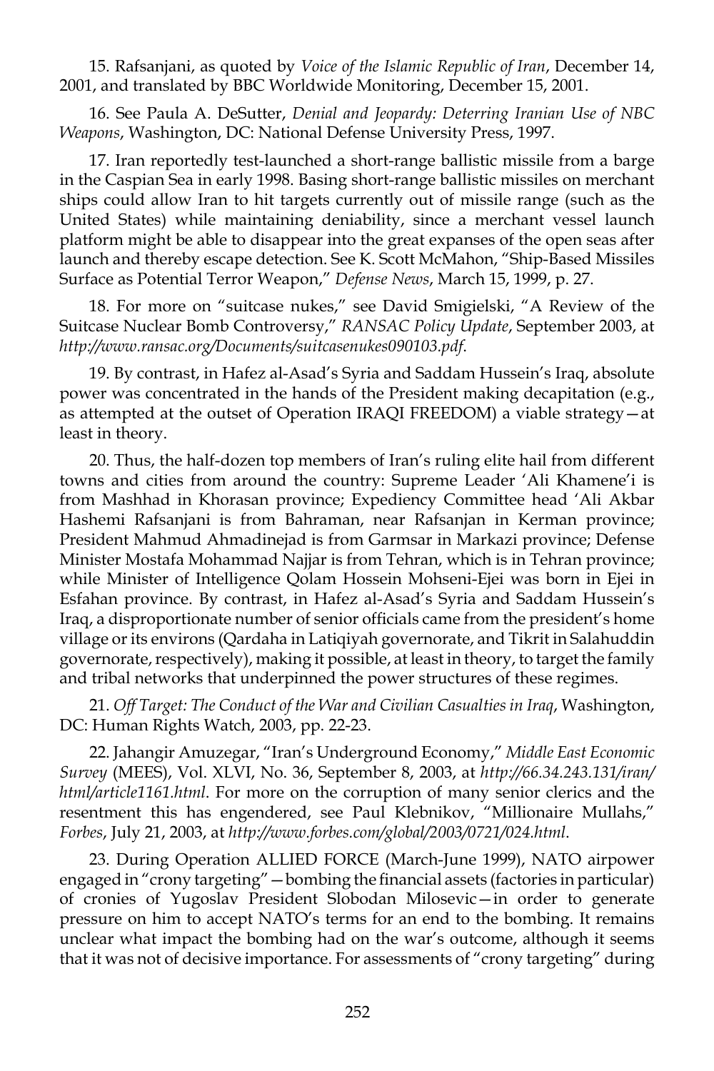15. Rafsanjani, as quoted by *Voice of the Islamic Republic of Iran*, December 14, 2001, and translated by BBC Worldwide Monitoring, December 15, 2001.

16. See Paula A. DeSutter, *Denial and Jeopardy: Deterring Iranian Use of NBC Weapons*, Washington, DC: National Defense University Press, 1997.

17. Iran reportedly test-launched a short-range ballistic missile from a barge in the Caspian Sea in early 1998. Basing short-range ballistic missiles on merchant ships could allow Iran to hit targets currently out of missile range (such as the United States) while maintaining deniability, since a merchant vessel launch platform might be able to disappear into the great expanses of the open seas after launch and thereby escape detection. See K. Scott McMahon, "Ship-Based Missiles Surface as Potential Terror Weapon," *Defense News*, March 15, 1999, p. 27.

18. For more on "suitcase nukes," see David Smigielski, "A Review of the Suitcase Nuclear Bomb Controversy," *RANSAC Policy Update*, September 2003, at *http://www.ransac.org/Documents/suitcasenukes090103.pdf*.

19. By contrast, in Hafez al-Asad's Syria and Saddam Hussein's Iraq, absolute power was concentrated in the hands of the President making decapitation (e.g., as attempted at the outset of Operation IRAQI FREEDOM) a viable strategy—at least in theory.

20. Thus, the half-dozen top members of Iran's ruling elite hail from different towns and cities from around the country: Supreme Leader 'Ali Khamene'i is from Mashhad in Khorasan province; Expediency Committee head 'Ali Akbar Hashemi Rafsanjani is from Bahraman, near Rafsanjan in Kerman province; President Mahmud Ahmadinejad is from Garmsar in Markazi province; Defense Minister Mostafa Mohammad Najjar is from Tehran, which is in Tehran province; while Minister of Intelligence Qolam Hossein Mohseni-Ejei was born in Ejei in Esfahan province. By contrast, in Hafez al-Asad's Syria and Saddam Hussein's Iraq, a disproportionate number of senior officials came from the president's home village or its environs (Qardaha in Latiqiyah governorate, and Tikrit in Salahuddin governorate, respectively), making it possible, at least in theory, to target the family and tribal networks that underpinned the power structures of these regimes.

21. *Off Target: The Conduct of the War and Civilian Casualties in Iraq*, Washington, DC: Human Rights Watch, 2003, pp. 22-23.

22. Jahangir Amuzegar, "Iran's Underground Economy," *Middle East Economic Survey* (MEES), Vol. XLVI, No. 36, September 8, 2003, at *http://66.34.243.131/iran/html/article1161.html*. For more on the corruption of many senior clerics and the resentment this has engendered, see Paul Klebnikov, "Millionaire Mullahs," *Forbes*, July 21, 2003, at *http://www.forbes.com/global/2003/0721/024.html*.

23. During Operation ALLIED FORCE (March-June 1999), NATO airpower engaged in "crony targeting"—bombing the financial assets (factories in particular) of cronies of Yugoslav President Slobodan Milosevic—in order to generate pressure on him to accept NATO's terms for an end to the bombing. It remains unclear what impact the bombing had on the war's outcome, although it seems that it was not of decisive importance. For assessments of "crony targeting" during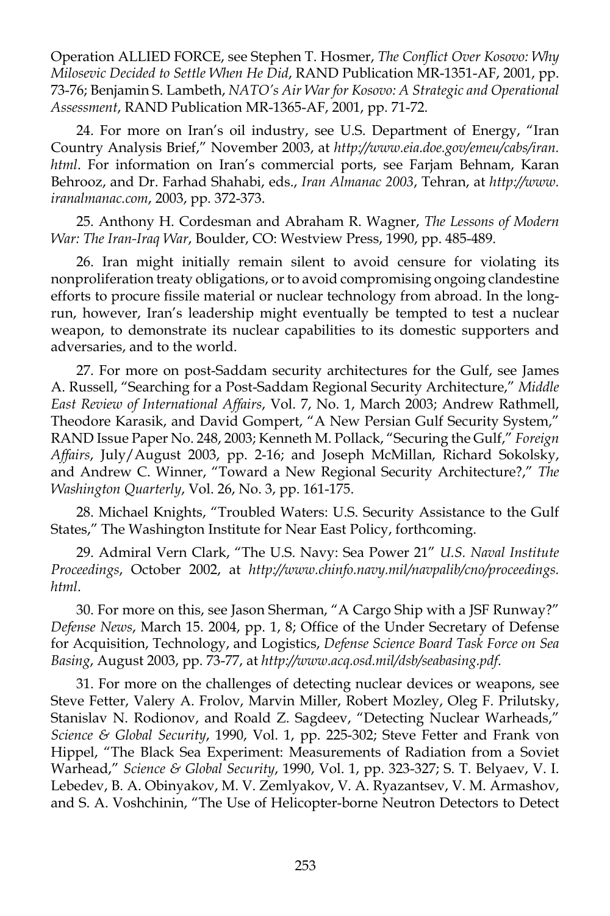Operation ALLIED FORCE, see Stephen T. Hosmer, *The Conflict Over Kosovo: Why Milosevic Decided to Settle When He Did*, RAND Publication MR-1351-AF, 2001, pp. 73-76; Benjamin S. Lambeth, *NATO's Air War for Kosovo: A Strategic and Operational Assessment*, RAND Publication MR-1365-AF, 2001, pp. 71-72.

24. For more on Iran's oil industry, see U.S. Department of Energy, "Iran Country Analysis Brief," November 2003, at *http://www.eia.doe.gov/emeu/cabs/iran.html*. For information on Iran's commercial ports, see Farjam Behnam, Karan Behrooz, and Dr. Farhad Shahabi, eds., *Iran Almanac 2003*, Tehran, at *http://www.iranalmanac.com*, 2003, pp. 372-373.

25. Anthony H. Cordesman and Abraham R. Wagner, *The Lessons of Modern War: The Iran-Iraq War*, Boulder, CO: Westview Press, 1990, pp. 485-489.

26. Iran might initially remain silent to avoid censure for violating its nonproliferation treaty obligations, or to avoid compromising ongoing clandestine efforts to procure fissile material or nuclear technology from abroad. In the long-run, however, Iran's leadership might eventually be tempted to test a nuclear weapon, to demonstrate its nuclear capabilities to its domestic supporters and adversaries, and to the world.

27. For more on post-Saddam security architectures for the Gulf, see James A. Russell, "Searching for a Post-Saddam Regional Security Architecture," *Middle East Review of International Affairs*, Vol. 7, No. 1, March 2003; Andrew Rathmell, Theodore Karasik, and David Gompert, "A New Persian Gulf Security System," RAND Issue Paper No. 248, 2003; Kenneth M. Pollack, "Securing the Gulf," *Foreign Affairs*, July/August 2003, pp. 2-16; and Joseph McMillan, Richard Sokolsky, and Andrew C. Winner, "Toward a New Regional Security Architecture?," *The Washington Quarterly*, Vol. 26, No. 3, pp. 161-175.

28. Michael Knights, "Troubled Waters: U.S. Security Assistance to the Gulf States," The Washington Institute for Near East Policy, forthcoming.

29. Admiral Vern Clark, "The U.S. Navy: Sea Power 21" *U.S. Naval Institute Proceedings*, October 2002, at *http://www.chinfo.navy.mil/navpalib/cno/proceedings.html*.

30. For more on this, see Jason Sherman, "A Cargo Ship with a JSF Runway?" *Defense News*, March 15. 2004, pp. 1, 8; Office of the Under Secretary of Defense for Acquisition, Technology, and Logistics, *Defense Science Board Task Force on Sea Basing*, August 2003, pp. 73-77, at *http://www.acq.osd.mil/dsb/seabasing.pdf*.

31. For more on the challenges of detecting nuclear devices or weapons, see Steve Fetter, Valery A. Frolov, Marvin Miller, Robert Mozley, Oleg F. Prilutsky, Stanislav N. Rodionov, and Roald Z. Sagdeev, "Detecting Nuclear Warheads," *Science & Global Security*, 1990, Vol. 1, pp. 225-302; Steve Fetter and Frank von Hippel, "The Black Sea Experiment: Measurements of Radiation from a Soviet Warhead," *Science & Global Security*, 1990, Vol. 1, pp. 323-327; S. T. Belyaev, V. I. Lebedev, B. A. Obinyakov, M. V. Zemlyakov, V. A. Ryazantsev, V. M. Armashov, and S. A. Voshchinin, "The Use of Helicopter-borne Neutron Detectors to Detect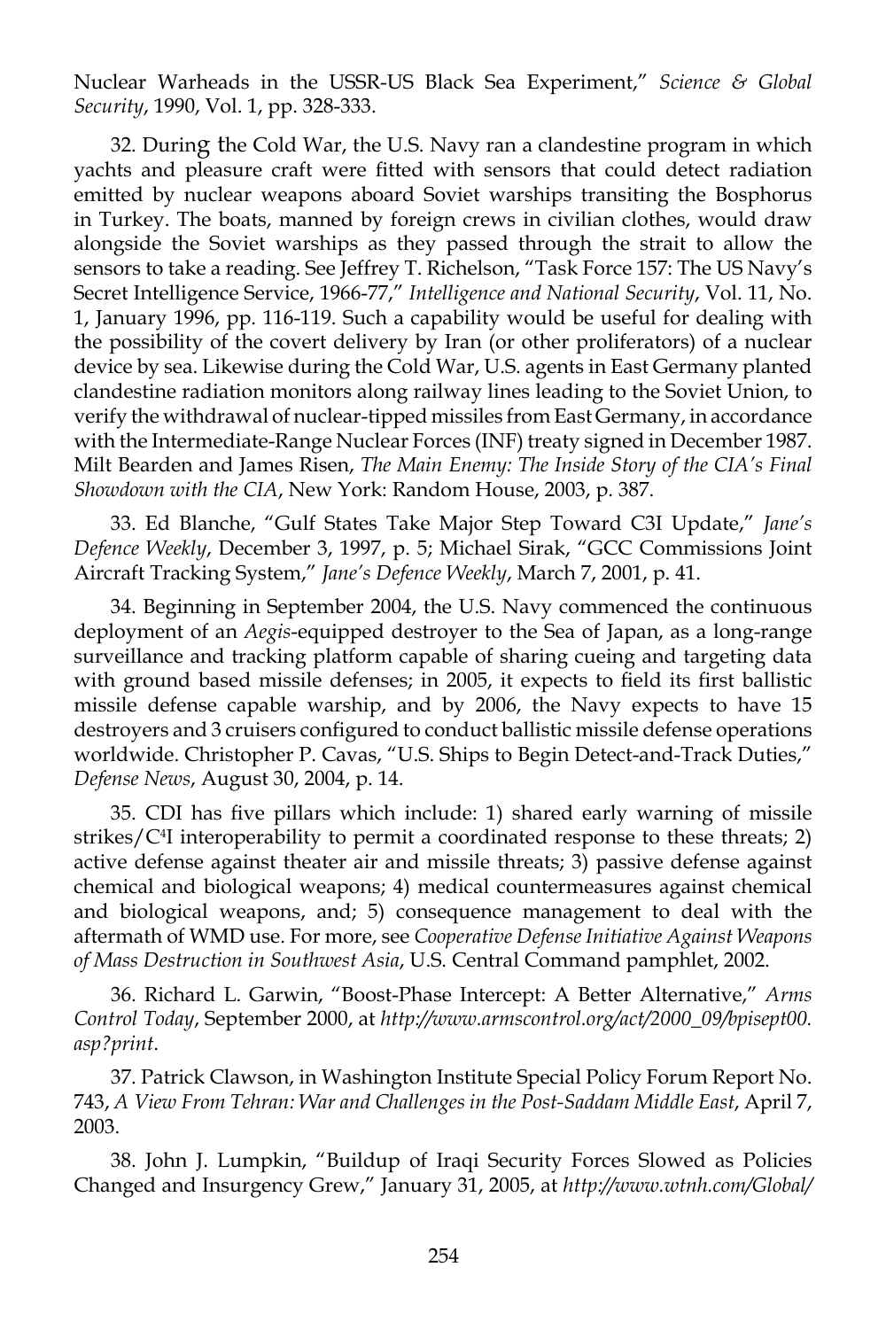Nuclear Warheads in the USSR-US Black Sea Experiment," *Science & Global Security*, 1990, Vol. 1, pp. 328-333.

32. During the Cold War, the U.S. Navy ran a clandestine program in which yachts and pleasure craft were fitted with sensors that could detect radiation emitted by nuclear weapons aboard Soviet warships transiting the Bosphorus in Turkey. The boats, manned by foreign crews in civilian clothes, would draw alongside the Soviet warships as they passed through the strait to allow the sensors to take a reading. See Jeffrey T. Richelson, "Task Force 157: The US Navy's Secret Intelligence Service, 1966-77," *Intelligence and National Security*, Vol. 11, No. 1, January 1996, pp. 116-119. Such a capability would be useful for dealing with the possibility of the covert delivery by Iran (or other proliferators) of a nuclear device by sea. Likewise during the Cold War, U.S. agents in East Germany planted clandestine radiation monitors along railway lines leading to the Soviet Union, to verify the withdrawal of nuclear-tipped missiles from East Germany, in accordance with the Intermediate-Range Nuclear Forces (INF) treaty signed in December 1987. Milt Bearden and James Risen, *The Main Enemy: The Inside Story of the CIA's Final Showdown with the CIA*, New York: Random House, 2003, p. 387.

33. Ed Blanche, "Gulf States Take Major Step Toward C3I Update," *Jane's Defence Weekly*, December 3, 1997, p. 5; Michael Sirak, "GCC Commissions Joint Aircraft Tracking System," *Jane's Defence Weekly*, March 7, 2001, p. 41.

34. Beginning in September 2004, the U.S. Navy commenced the continuous deployment of an *Aegis*-equipped destroyer to the Sea of Japan, as a long-range surveillance and tracking platform capable of sharing cueing and targeting data with ground based missile defenses; in 2005, it expects to field its first ballistic missile defense capable warship, and by 2006, the Navy expects to have 15 destroyers and 3 cruisers configured to conduct ballistic missile defense operations worldwide. Christopher P. Cavas, "U.S. Ships to Begin Detect-and-Track Duties," *Defense News*, August 30, 2004, p. 14.

35. CDI has five pillars which include: 1) shared early warning of missile strikes/C$^4$I interoperability to permit a coordinated response to these threats; 2) active defense against theater air and missile threats; 3) passive defense against chemical and biological weapons; 4) medical countermeasures against chemical and biological weapons, and; 5) consequence management to deal with the aftermath of WMD use. For more, see *Cooperative Defense Initiative Against Weapons of Mass Destruction in Southwest Asia*, U.S. Central Command pamphlet, 2002.

36. Richard L. Garwin, "Boost-Phase Intercept: A Better Alternative," *Arms Control Today*, September 2000, at *http://www.armscontrol.org/act/2000_09/bpisept00.asp?print*.

37. Patrick Clawson, in Washington Institute Special Policy Forum Report No. 743, *A View From Tehran: War and Challenges in the Post-Saddam Middle East*, April 7, 2003.

38. John J. Lumpkin, "Buildup of Iraqi Security Forces Slowed as Policies Changed and Insurgency Grew," January 31, 2005, at *http://www.wtnh.com/Global/*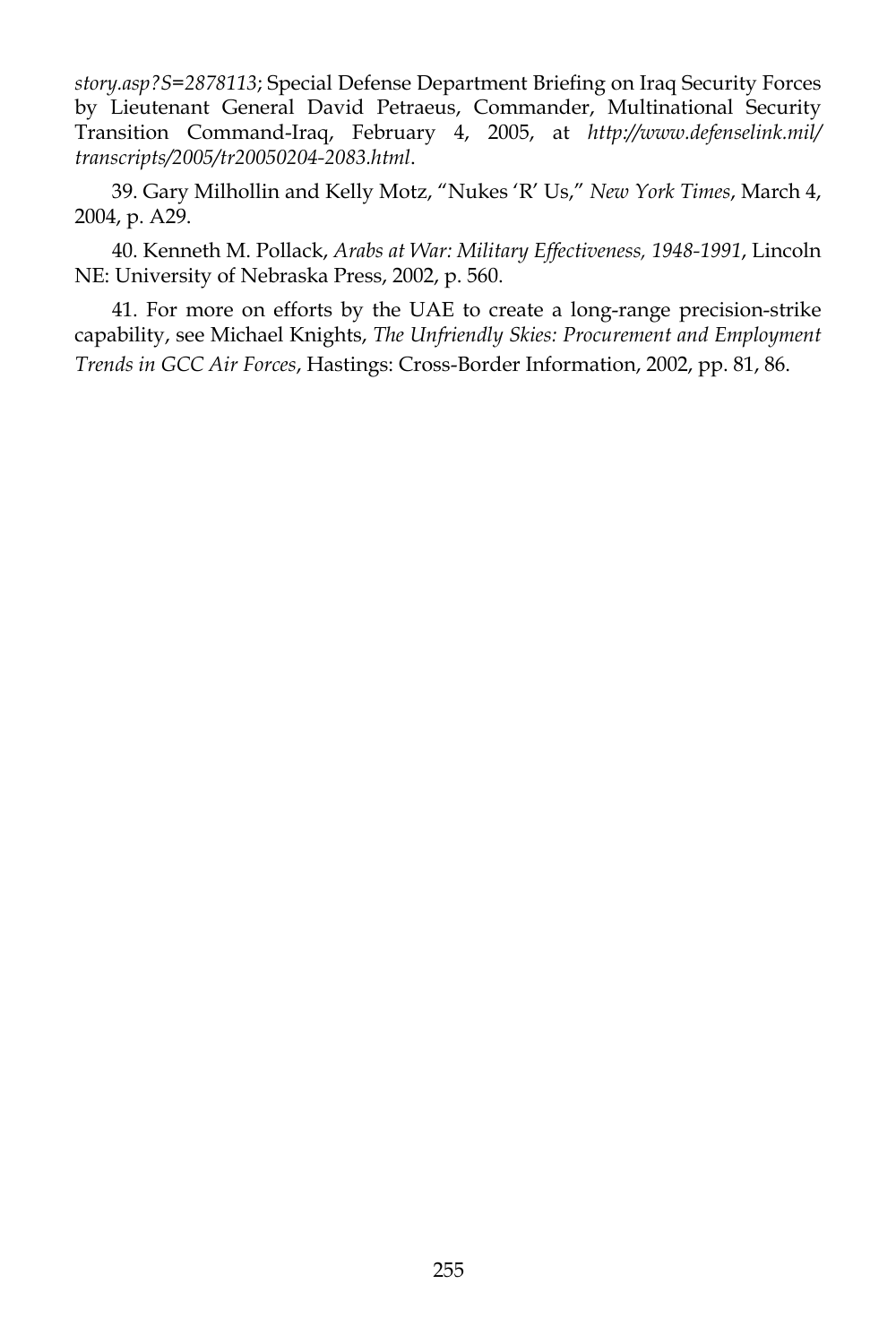*story.asp?S=2878113*; Special Defense Department Briefing on Iraq Security Forces by Lieutenant General David Petraeus, Commander, Multinational Security Transition Command-Iraq, February 4, 2005, at *http://www.defenselink.mil/transcripts/2005/tr20050204-2083.html*.

39. Gary Milhollin and Kelly Motz, "Nukes 'R' Us," *New York Times*, March 4, 2004, p. A29.

40. Kenneth M. Pollack, *Arabs at War: Military Effectiveness, 1948-1991*, Lincoln NE: University of Nebraska Press, 2002, p. 560.

41. For more on efforts by the UAE to create a long-range precision-strike capability, see Michael Knights, *The Unfriendly Skies: Procurement and Employment Trends in GCC Air Forces*, Hastings: Cross-Border Information, 2002, pp. 81, 86.